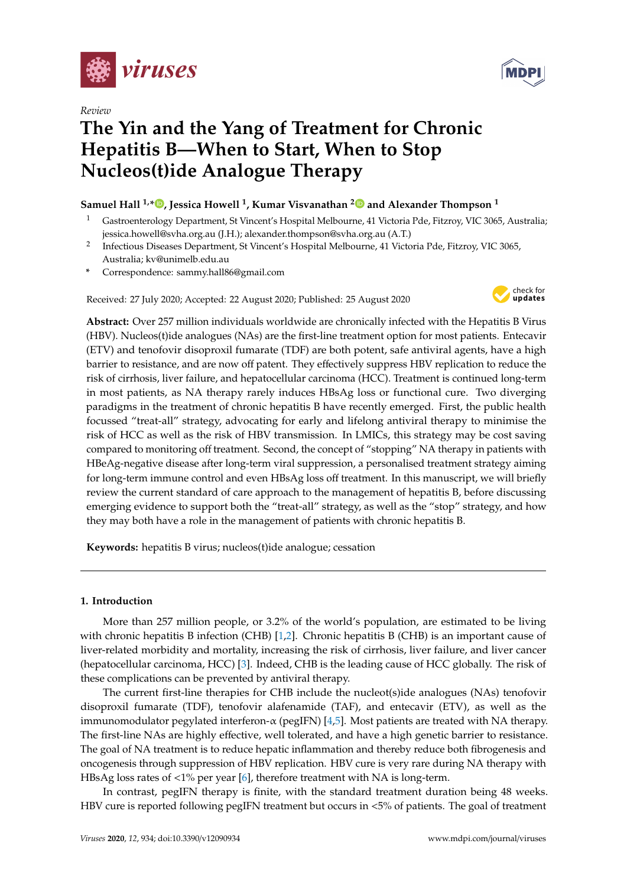Review

# The Yin and the Yang of Treatment for Chronic Hepatitis B—When to Start, When to Stop Nucleos(t)ide Analogue Therapy

**Samuel Hall [1,*], Jessica Howell [1], Kumar Visvanathan [2] and Alexander Thompson [1]**

[1] Gastroenterology Department, St Vincent's Hospital Melbourne, 41 Victoria Pde, Fitzroy, VIC 3065, Australia; jessica.howell@svha.org.au (J.H.); alexander.thompson@svha.org.au (A.T.)

[2] Infectious Diseases Department, St Vincent's Hospital Melbourne, 41 Victoria Pde, Fitzroy, VIC 3065, Australia; kv@unimelb.edu.au

\* Correspondence: sammy.hall86@gmail.com

Received: 27 July 2020; Accepted: 22 August 2020; Published: 25 August 2020

**Abstract:** Over 257 million individuals worldwide are chronically infected with the Hepatitis B Virus (HBV). Nucleos(t)ide analogues (NAs) are the first-line treatment option for most patients. Entecavir (ETV) and tenofovir disoproxil fumarate (TDF) are both potent, safe antiviral agents, have a high barrier to resistance, and are now off patent. They effectively suppress HBV replication to reduce the risk of cirrhosis, liver failure, and hepatocellular carcinoma (HCC). Treatment is continued long-term in most patients, as NA therapy rarely induces HBsAg loss or functional cure. Two diverging paradigms in the treatment of chronic hepatitis B have recently emerged. First, the public health focussed "treat-all" strategy, advocating for early and lifelong antiviral therapy to minimise the risk of HCC as well as the risk of HBV transmission. In LMICs, this strategy may be cost saving compared to monitoring off treatment. Second, the concept of "stopping" NA therapy in patients with HBeAg-negative disease after long-term viral suppression, a personalised treatment strategy aiming for long-term immune control and even HBsAg loss off treatment. In this manuscript, we will briefly review the current standard of care approach to the management of hepatitis B, before discussing emerging evidence to support both the "treat-all" strategy, as well as the "stop" strategy, and how they may both have a role in the management of patients with chronic hepatitis B.

**Keywords:** hepatitis B virus; nucleos(t)ide analogue; cessation

## 1. Introduction

More than 257 million people, or 3.2% of the world's population, are estimated to be living with chronic hepatitis B infection (CHB) [1,2]. Chronic hepatitis B (CHB) is an important cause of liver-related morbidity and mortality, increasing the risk of cirrhosis, liver failure, and liver cancer (hepatocellular carcinoma, HCC) [3]. Indeed, CHB is the leading cause of HCC globally. The risk of these complications can be prevented by antiviral therapy.

The current first-line therapies for CHB include the nucleot(s)ide analogues (NAs) tenofovir disoproxil fumarate (TDF), tenofovir alafenamide (TAF), and entecavir (ETV), as well as the immunomodulator pegylated interferon-α (pegIFN) [4,5]. Most patients are treated with NA therapy. The first-line NAs are highly effective, well tolerated, and have a high genetic barrier to resistance. The goal of NA treatment is to reduce hepatic inflammation and thereby reduce both fibrogenesis and oncogenesis through suppression of HBV replication. HBV cure is very rare during NA therapy with HBsAg loss rates of <1% per year [6], therefore treatment with NA is long-term.

In contrast, pegIFN therapy is finite, with the standard treatment duration being 48 weeks. HBV cure is reported following pegIFN treatment but occurs in <5% of patients. The goal of treatment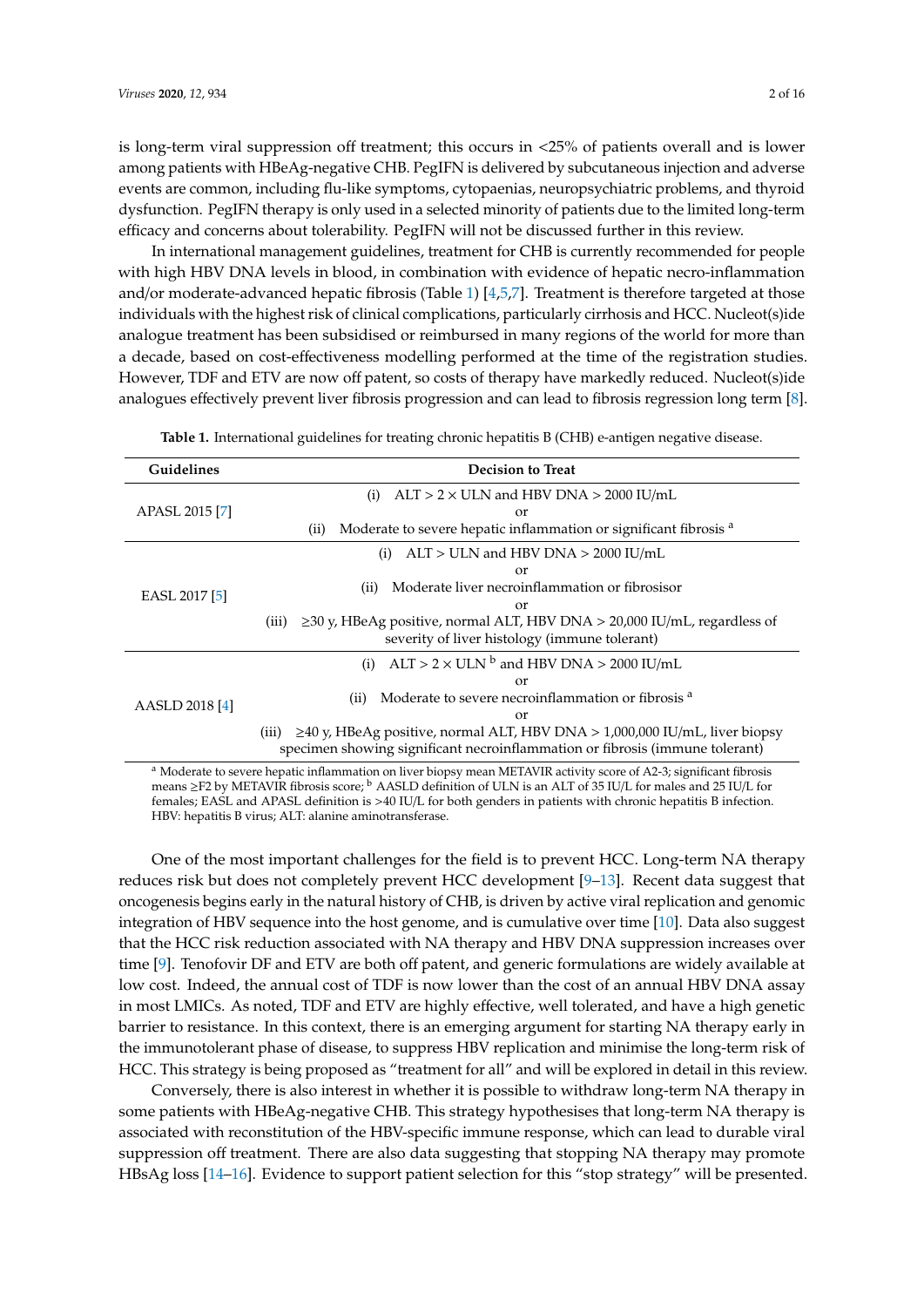is long-term viral suppression off treatment; this occurs in <25% of patients overall and is lower among patients with HBeAg-negative CHB. PegIFN is delivered by subcutaneous injection and adverse events are common, including flu-like symptoms, cytopaenias, neuropsychiatric problems, and thyroid dysfunction. PegIFN therapy is only used in a selected minority of patients due to the limited long-term efficacy and concerns about tolerability. PegIFN will not be discussed further in this review.

In international management guidelines, treatment for CHB is currently recommended for people with high HBV DNA levels in blood, in combination with evidence of hepatic necro-inflammation and/or moderate-advanced hepatic fibrosis (Table 1) [4,5,7]. Treatment is therefore targeted at those individuals with the highest risk of clinical complications, particularly cirrhosis and HCC. Nucleot(s)ide analogue treatment has been subsidised or reimbursed in many regions of the world for more than a decade, based on cost-effectiveness modelling performed at the time of the registration studies. However, TDF and ETV are now off patent, so costs of therapy have markedly reduced. Nucleot(s)ide analogues effectively prevent liver fibrosis progression and can lead to fibrosis regression long term [8].

**Table 1.** International guidelines for treating chronic hepatitis B (CHB) e-antigen negative disease.

| Guidelines | Decision to Treat |
|---|---|
| APASL 2015 [7] | (i) ALT > 2 × ULN and HBV DNA > 2000 IU/mL<br>or<br>(ii) Moderate to severe hepatic inflammation or significant fibrosis [a] |
| EASL 2017 [5] | (i) ALT > ULN and HBV DNA > 2000 IU/mL<br>or<br>(ii) Moderate liver necroinflammation or fibrosisor<br>or<br>(iii) ≥30 y, HBeAg positive, normal ALT, HBV DNA > 20,000 IU/mL, regardless of severity of liver histology (immune tolerant) |
| AASLD 2018 [4] | (i) ALT > 2 × ULN [b] and HBV DNA > 2000 IU/mL<br>or<br>(ii) Moderate to severe necroinflammation or fibrosis [a]<br>or<br>(iii) ≥40 y, HBeAg positive, normal ALT, HBV DNA > 1,000,000 IU/mL, liver biopsy specimen showing significant necroinflammation or fibrosis (immune tolerant) |

[a] Moderate to severe hepatic inflammation on liver biopsy mean METAVIR activity score of A2-3; significant fibrosis means ≥F2 by METAVIR fibrosis score; [b] AASLD definition of ULN is an ALT of 35 IU/L for males and 25 IU/L for females; EASL and APASL definition is >40 IU/L for both genders in patients with chronic hepatitis B infection. HBV: hepatitis B virus; ALT: alanine aminotransferase.

One of the most important challenges for the field is to prevent HCC. Long-term NA therapy reduces risk but does not completely prevent HCC development [9–13]. Recent data suggest that oncogenesis begins early in the natural history of CHB, is driven by active viral replication and genomic integration of HBV sequence into the host genome, and is cumulative over time [10]. Data also suggest that the HCC risk reduction associated with NA therapy and HBV DNA suppression increases over time [9]. Tenofovir DF and ETV are both off patent, and generic formulations are widely available at low cost. Indeed, the annual cost of TDF is now lower than the cost of an annual HBV DNA assay in most LMICs. As noted, TDF and ETV are highly effective, well tolerated, and have a high genetic barrier to resistance. In this context, there is an emerging argument for starting NA therapy early in the immunotolerant phase of disease, to suppress HBV replication and minimise the long-term risk of HCC. This strategy is being proposed as "treatment for all" and will be explored in detail in this review.

Conversely, there is also interest in whether it is possible to withdraw long-term NA therapy in some patients with HBeAg-negative CHB. This strategy hypothesises that long-term NA therapy is associated with reconstitution of the HBV-specific immune response, which can lead to durable viral suppression off treatment. There are also data suggesting that stopping NA therapy may promote HBsAg loss [14–16]. Evidence to support patient selection for this "stop strategy" will be presented.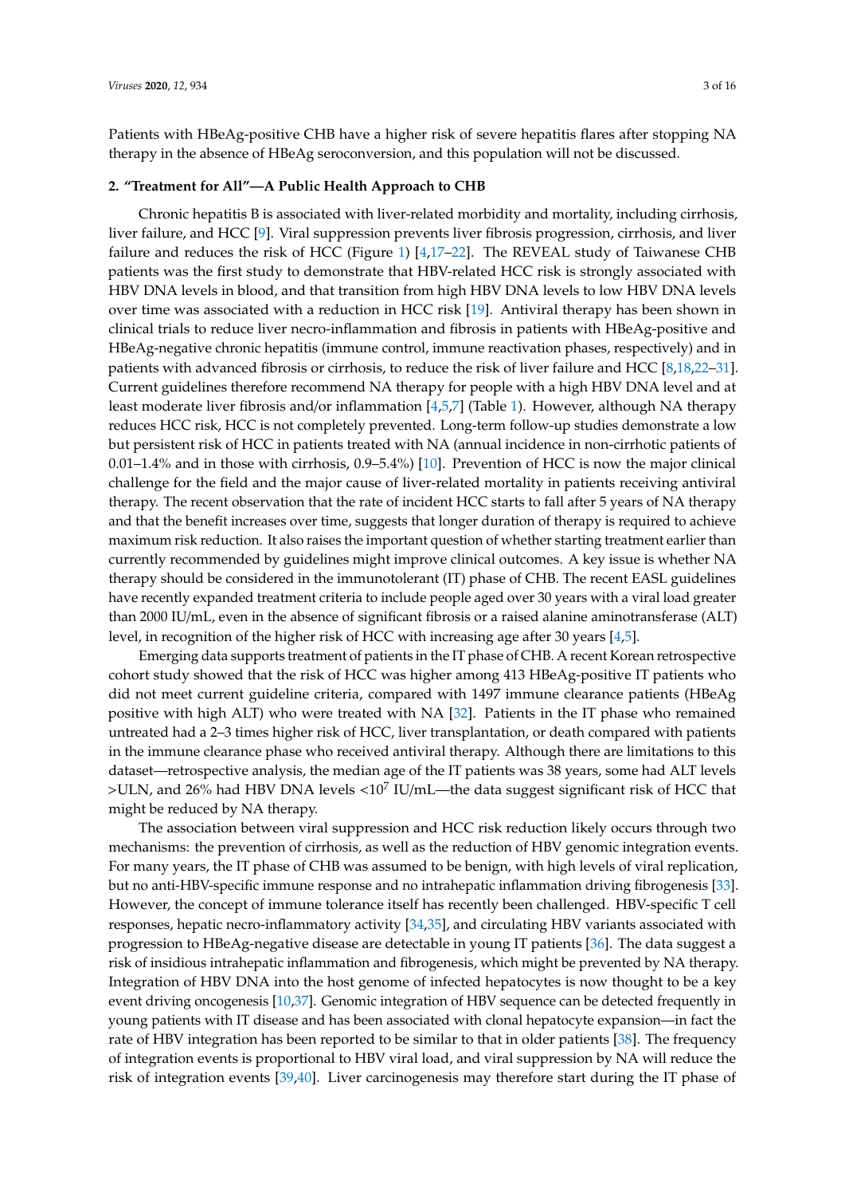Patients with HBeAg-positive CHB have a higher risk of severe hepatitis flares after stopping NA therapy in the absence of HBeAg seroconversion, and this population will not be discussed.

## 2. "Treatment for All"—A Public Health Approach to CHB

Chronic hepatitis B is associated with liver-related morbidity and mortality, including cirrhosis, liver failure, and HCC [9]. Viral suppression prevents liver fibrosis progression, cirrhosis, and liver failure and reduces the risk of HCC (Figure 1) [4,17–22]. The REVEAL study of Taiwanese CHB patients was the first study to demonstrate that HBV-related HCC risk is strongly associated with HBV DNA levels in blood, and that transition from high HBV DNA levels to low HBV DNA levels over time was associated with a reduction in HCC risk [19]. Antiviral therapy has been shown in clinical trials to reduce liver necro-inflammation and fibrosis in patients with HBeAg-positive and HBeAg-negative chronic hepatitis (immune control, immune reactivation phases, respectively) and in patients with advanced fibrosis or cirrhosis, to reduce the risk of liver failure and HCC [8,18,22–31]. Current guidelines therefore recommend NA therapy for people with a high HBV DNA level and at least moderate liver fibrosis and/or inflammation [4,5,7] (Table 1). However, although NA therapy reduces HCC risk, HCC is not completely prevented. Long-term follow-up studies demonstrate a low but persistent risk of HCC in patients treated with NA (annual incidence in non-cirrhotic patients of 0.01–1.4% and in those with cirrhosis, 0.9–5.4%) [10]. Prevention of HCC is now the major clinical challenge for the field and the major cause of liver-related mortality in patients receiving antiviral therapy. The recent observation that the rate of incident HCC starts to fall after 5 years of NA therapy and that the benefit increases over time, suggests that longer duration of therapy is required to achieve maximum risk reduction. It also raises the important question of whether starting treatment earlier than currently recommended by guidelines might improve clinical outcomes. A key issue is whether NA therapy should be considered in the immunotolerant (IT) phase of CHB. The recent EASL guidelines have recently expanded treatment criteria to include people aged over 30 years with a viral load greater than 2000 IU/mL, even in the absence of significant fibrosis or a raised alanine aminotransferase (ALT) level, in recognition of the higher risk of HCC with increasing age after 30 years [4,5].

Emerging data supports treatment of patients in the IT phase of CHB. A recent Korean retrospective cohort study showed that the risk of HCC was higher among 413 HBeAg-positive IT patients who did not meet current guideline criteria, compared with 1497 immune clearance patients (HBeAg positive with high ALT) who were treated with NA [32]. Patients in the IT phase who remained untreated had a 2–3 times higher risk of HCC, liver transplantation, or death compared with patients in the immune clearance phase who received antiviral therapy. Although there are limitations to this dataset—retrospective analysis, the median age of the IT patients was 38 years, some had ALT levels >ULN, and 26% had HBV DNA levels $<10^7$ IU/mL—the data suggest significant risk of HCC that might be reduced by NA therapy.

The association between viral suppression and HCC risk reduction likely occurs through two mechanisms: the prevention of cirrhosis, as well as the reduction of HBV genomic integration events. For many years, the IT phase of CHB was assumed to be benign, with high levels of viral replication, but no anti-HBV-specific immune response and no intrahepatic inflammation driving fibrogenesis [33]. However, the concept of immune tolerance itself has recently been challenged. HBV-specific T cell responses, hepatic necro-inflammatory activity [34,35], and circulating HBV variants associated with progression to HBeAg-negative disease are detectable in young IT patients [36]. The data suggest a risk of insidious intrahepatic inflammation and fibrogenesis, which might be prevented by NA therapy. Integration of HBV DNA into the host genome of infected hepatocytes is now thought to be a key event driving oncogenesis [10,37]. Genomic integration of HBV sequence can be detected frequently in young patients with IT disease and has been associated with clonal hepatocyte expansion—in fact the rate of HBV integration has been reported to be similar to that in older patients [38]. The frequency of integration events is proportional to HBV viral load, and viral suppression by NA will reduce the risk of integration events [39,40]. Liver carcinogenesis may therefore start during the IT phase of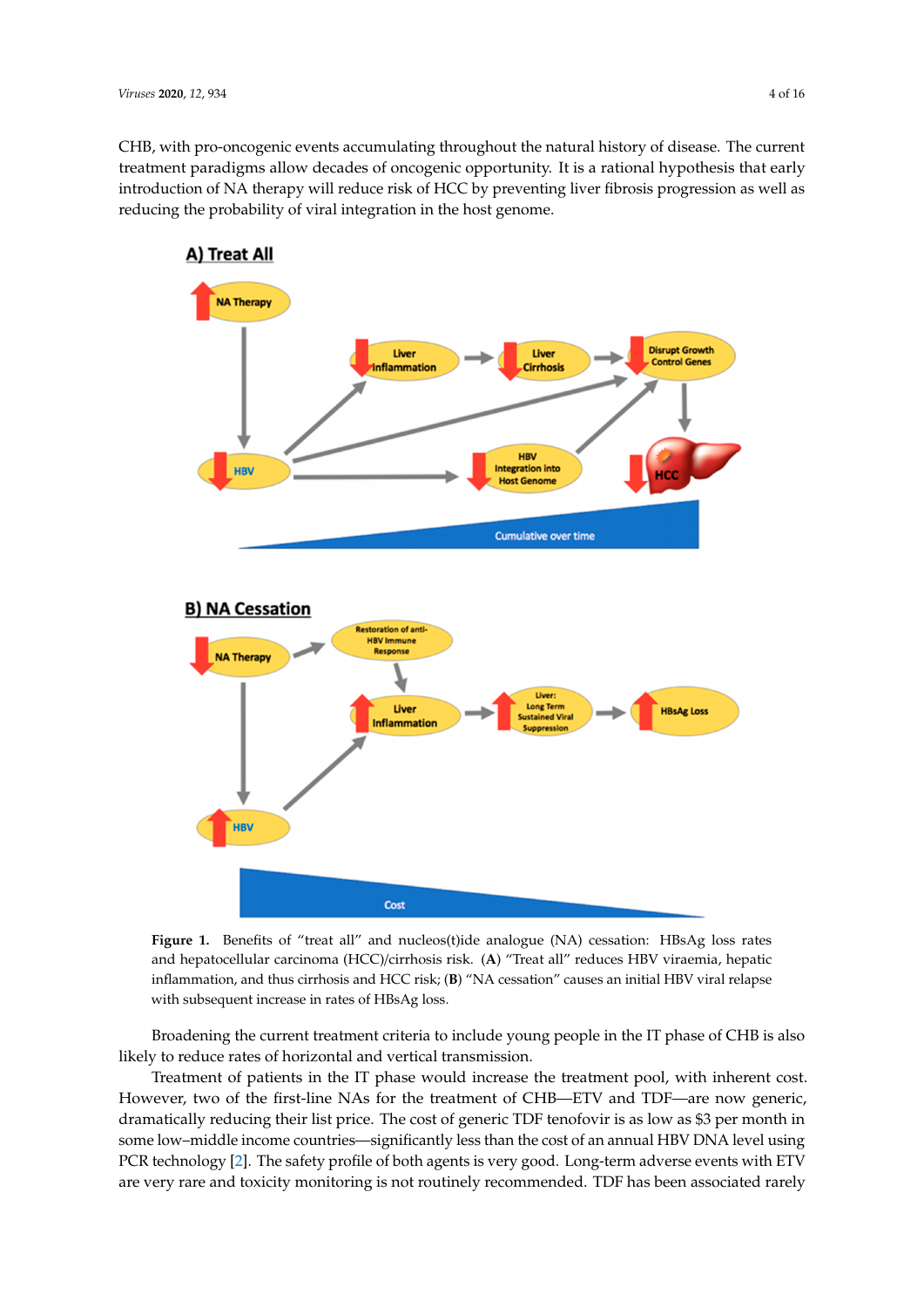CHB, with pro-oncogenic events accumulating throughout the natural history of disease. The current treatment paradigms allow decades of oncogenic opportunity. It is a rational hypothesis that early introduction of NA therapy will reduce risk of HCC by preventing liver fibrosis progression as well as reducing the probability of viral integration in the host genome.

**Figure 1.** Benefits of "treat all" and nucleos(t)ide analogue (NA) cessation: HBsAg loss rates and hepatocellular carcinoma (HCC)/cirrhosis risk. (**A**) "Treat all" reduces HBV viraemia, hepatic inflammation, and thus cirrhosis and HCC risk; (**B**) "NA cessation" causes an initial HBV viral relapse with subsequent increase in rates of HBsAg loss.

Broadening the current treatment criteria to include young people in the IT phase of CHB is also likely to reduce rates of horizontal and vertical transmission.

Treatment of patients in the IT phase would increase the treatment pool, with inherent cost. However, two of the first-line NAs for the treatment of CHB—ETV and TDF—are now generic, dramatically reducing their list price. The cost of generic TDF tenofovir is as low as $3 per month in some low–middle income countries—significantly less than the cost of an annual HBV DNA level using PCR technology [2]. The safety profile of both agents is very good. Long-term adverse events with ETV are very rare and toxicity monitoring is not routinely recommended. TDF has been associated rarely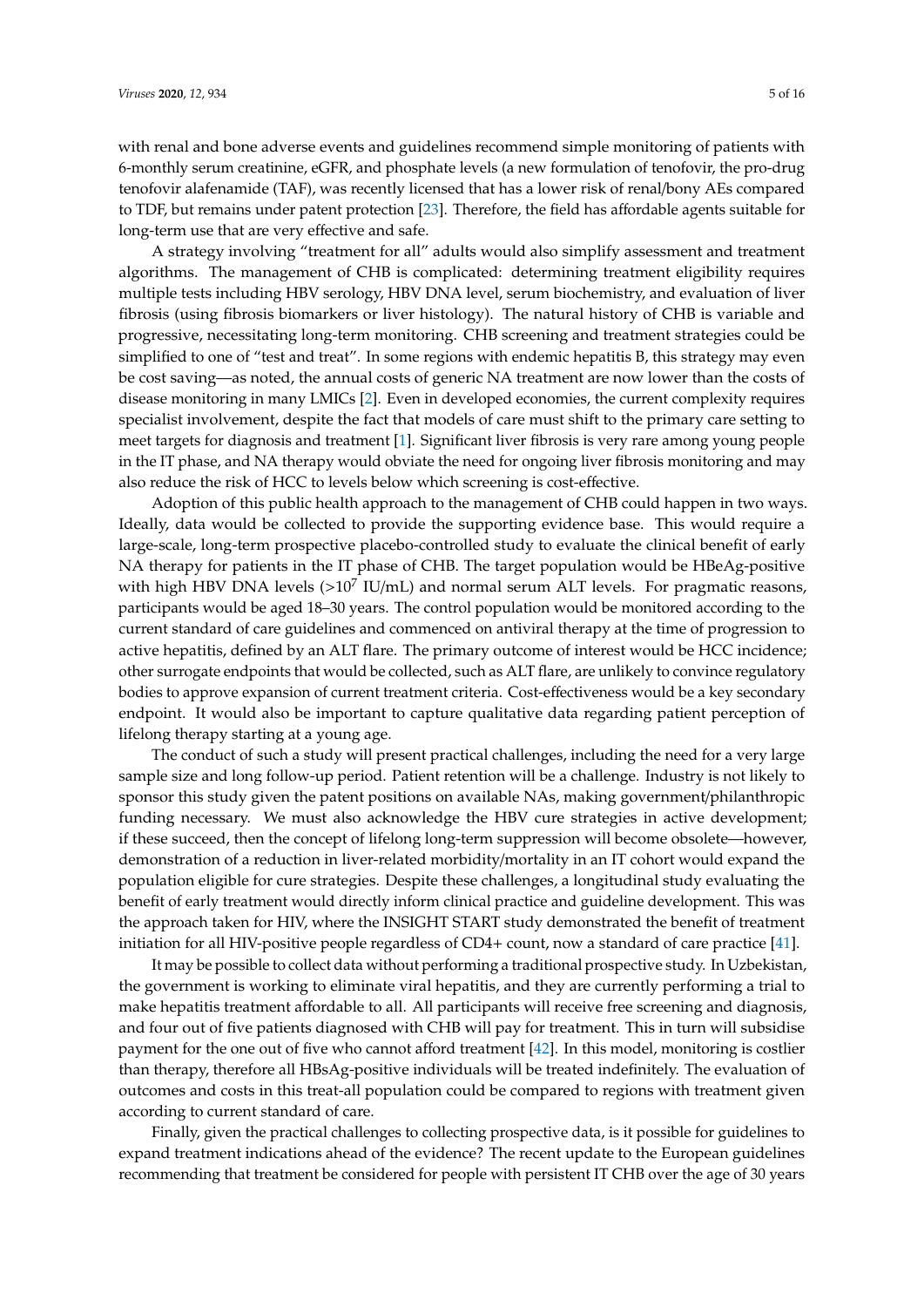with renal and bone adverse events and guidelines recommend simple monitoring of patients with 6-monthly serum creatinine, eGFR, and phosphate levels (a new formulation of tenofovir, the pro-drug tenofovir alafenamide (TAF), was recently licensed that has a lower risk of renal/bony AEs compared to TDF, but remains under patent protection [23]. Therefore, the field has affordable agents suitable for long-term use that are very effective and safe.

A strategy involving "treatment for all" adults would also simplify assessment and treatment algorithms. The management of CHB is complicated: determining treatment eligibility requires multiple tests including HBV serology, HBV DNA level, serum biochemistry, and evaluation of liver fibrosis (using fibrosis biomarkers or liver histology). The natural history of CHB is variable and progressive, necessitating long-term monitoring. CHB screening and treatment strategies could be simplified to one of "test and treat". In some regions with endemic hepatitis B, this strategy may even be cost saving—as noted, the annual costs of generic NA treatment are now lower than the costs of disease monitoring in many LMICs [2]. Even in developed economies, the current complexity requires specialist involvement, despite the fact that models of care must shift to the primary care setting to meet targets for diagnosis and treatment [1]. Significant liver fibrosis is very rare among young people in the IT phase, and NA therapy would obviate the need for ongoing liver fibrosis monitoring and may also reduce the risk of HCC to levels below which screening is cost-effective.

Adoption of this public health approach to the management of CHB could happen in two ways. Ideally, data would be collected to provide the supporting evidence base. This would require a large-scale, long-term prospective placebo-controlled study to evaluate the clinical benefit of early NA therapy for patients in the IT phase of CHB. The target population would be HBeAg-positive with high HBV DNA levels ($>10^7$ IU/mL) and normal serum ALT levels. For pragmatic reasons, participants would be aged 18–30 years. The control population would be monitored according to the current standard of care guidelines and commenced on antiviral therapy at the time of progression to active hepatitis, defined by an ALT flare. The primary outcome of interest would be HCC incidence; other surrogate endpoints that would be collected, such as ALT flare, are unlikely to convince regulatory bodies to approve expansion of current treatment criteria. Cost-effectiveness would be a key secondary endpoint. It would also be important to capture qualitative data regarding patient perception of lifelong therapy starting at a young age.

The conduct of such a study will present practical challenges, including the need for a very large sample size and long follow-up period. Patient retention will be a challenge. Industry is not likely to sponsor this study given the patent positions on available NAs, making government/philanthropic funding necessary. We must also acknowledge the HBV cure strategies in active development; if these succeed, then the concept of lifelong long-term suppression will become obsolete—however, demonstration of a reduction in liver-related morbidity/mortality in an IT cohort would expand the population eligible for cure strategies. Despite these challenges, a longitudinal study evaluating the benefit of early treatment would directly inform clinical practice and guideline development. This was the approach taken for HIV, where the INSIGHT START study demonstrated the benefit of treatment initiation for all HIV-positive people regardless of CD4+ count, now a standard of care practice [41].

It may be possible to collect data without performing a traditional prospective study. In Uzbekistan, the government is working to eliminate viral hepatitis, and they are currently performing a trial to make hepatitis treatment affordable to all. All participants will receive free screening and diagnosis, and four out of five patients diagnosed with CHB will pay for treatment. This in turn will subsidise payment for the one out of five who cannot afford treatment [42]. In this model, monitoring is costlier than therapy, therefore all HBsAg-positive individuals will be treated indefinitely. The evaluation of outcomes and costs in this treat-all population could be compared to regions with treatment given according to current standard of care.

Finally, given the practical challenges to collecting prospective data, is it possible for guidelines to expand treatment indications ahead of the evidence? The recent update to the European guidelines recommending that treatment be considered for people with persistent IT CHB over the age of 30 years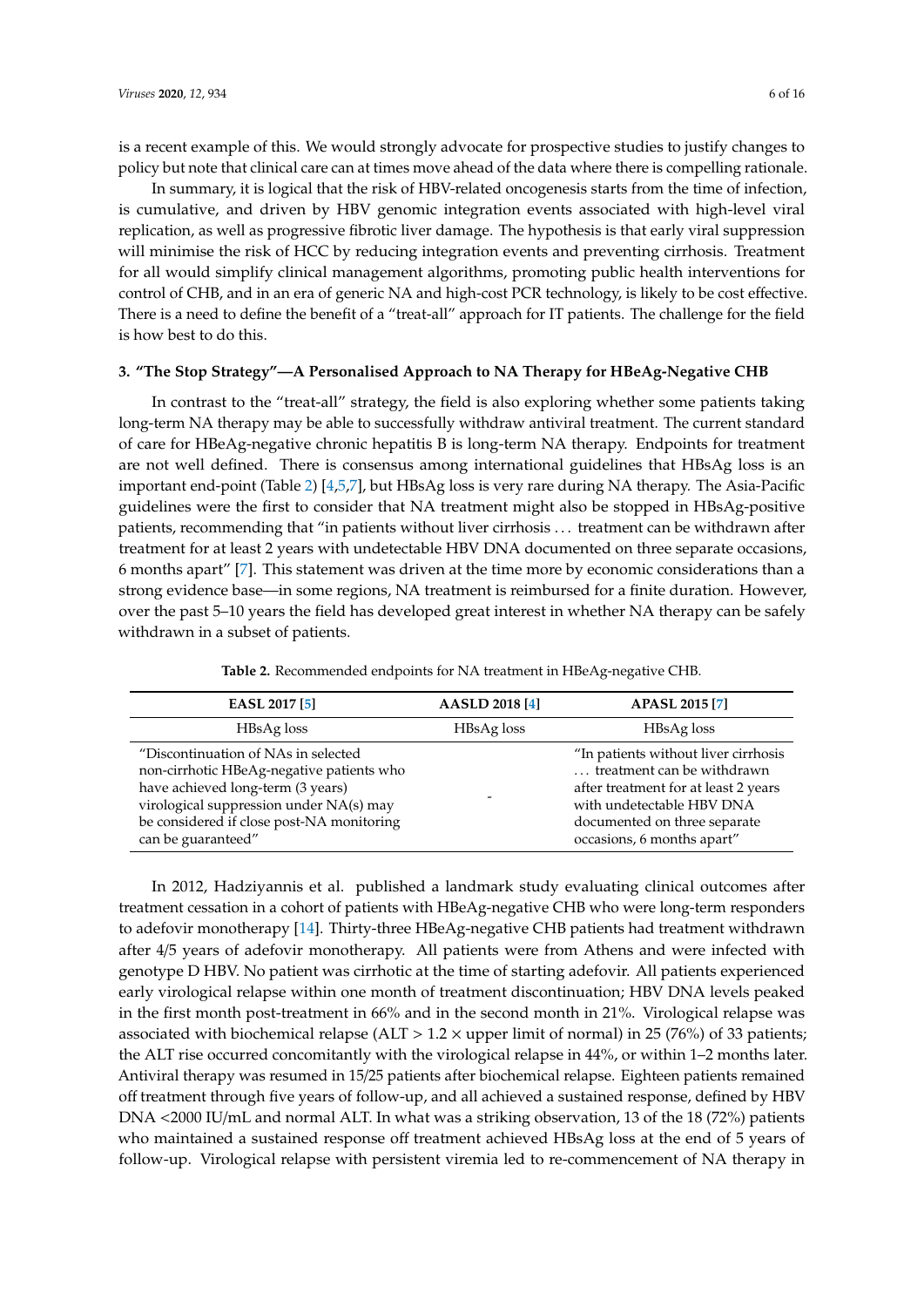is a recent example of this. We would strongly advocate for prospective studies to justify changes to policy but note that clinical care can at times move ahead of the data where there is compelling rationale.

In summary, it is logical that the risk of HBV-related oncogenesis starts from the time of infection, is cumulative, and driven by HBV genomic integration events associated with high-level viral replication, as well as progressive fibrotic liver damage. The hypothesis is that early viral suppression will minimise the risk of HCC by reducing integration events and preventing cirrhosis. Treatment for all would simplify clinical management algorithms, promoting public health interventions for control of CHB, and in an era of generic NA and high-cost PCR technology, is likely to be cost effective. There is a need to define the benefit of a "treat-all" approach for IT patients. The challenge for the field is how best to do this.

## 3. "The Stop Strategy"—A Personalised Approach to NA Therapy for HBeAg-Negative CHB

In contrast to the "treat-all" strategy, the field is also exploring whether some patients taking long-term NA therapy may be able to successfully withdraw antiviral treatment. The current standard of care for HBeAg-negative chronic hepatitis B is long-term NA therapy. Endpoints for treatment are not well defined. There is consensus among international guidelines that HBsAg loss is an important end-point (Table 2) [4,5,7], but HBsAg loss is very rare during NA therapy. The Asia-Pacific guidelines were the first to consider that NA treatment might also be stopped in HBsAg-positive patients, recommending that "in patients without liver cirrhosis ... treatment can be withdrawn after treatment for at least 2 years with undetectable HBV DNA documented on three separate occasions, 6 months apart" [7]. This statement was driven at the time more by economic considerations than a strong evidence base—in some regions, NA treatment is reimbursed for a finite duration. However, over the past 5–10 years the field has developed great interest in whether NA therapy can be safely withdrawn in a subset of patients.

**Table 2.** Recommended endpoints for NA treatment in HBeAg-negative CHB.

| EASL 2017 [5] | AASLD 2018 [4] | APASL 2015 [7] |
|---|---|---|
| HBsAg loss | HBsAg loss | HBsAg loss |
| "Discontinuation of NAs in selected non-cirrhotic HBeAg-negative patients who have achieved long-term (3 years) virological suppression under NA(s) may be considered if close post-NA monitoring can be guaranteed" | - | "In patients without liver cirrhosis ... treatment can be withdrawn after treatment for at least 2 years with undetectable HBV DNA documented on three separate occasions, 6 months apart" |

In 2012, Hadziyannis et al. published a landmark study evaluating clinical outcomes after treatment cessation in a cohort of patients with HBeAg-negative CHB who were long-term responders to adefovir monotherapy [14]. Thirty-three HBeAg-negative CHB patients had treatment withdrawn after 4/5 years of adefovir monotherapy. All patients were from Athens and were infected with genotype D HBV. No patient was cirrhotic at the time of starting adefovir. All patients experienced early virological relapse within one month of treatment discontinuation; HBV DNA levels peaked in the first month post-treatment in 66% and in the second month in 21%. Virological relapse was associated with biochemical relapse (ALT $> 1.2 \times$ upper limit of normal) in 25 (76%) of 33 patients; the ALT rise occurred concomitantly with the virological relapse in 44%, or within 1–2 months later. Antiviral therapy was resumed in 15/25 patients after biochemical relapse. Eighteen patients remained off treatment through five years of follow-up, and all achieved a sustained response, defined by HBV DNA <2000 IU/mL and normal ALT. In what was a striking observation, 13 of the 18 (72%) patients who maintained a sustained response off treatment achieved HBsAg loss at the end of 5 years of follow-up. Virological relapse with persistent viremia led to re-commencement of NA therapy in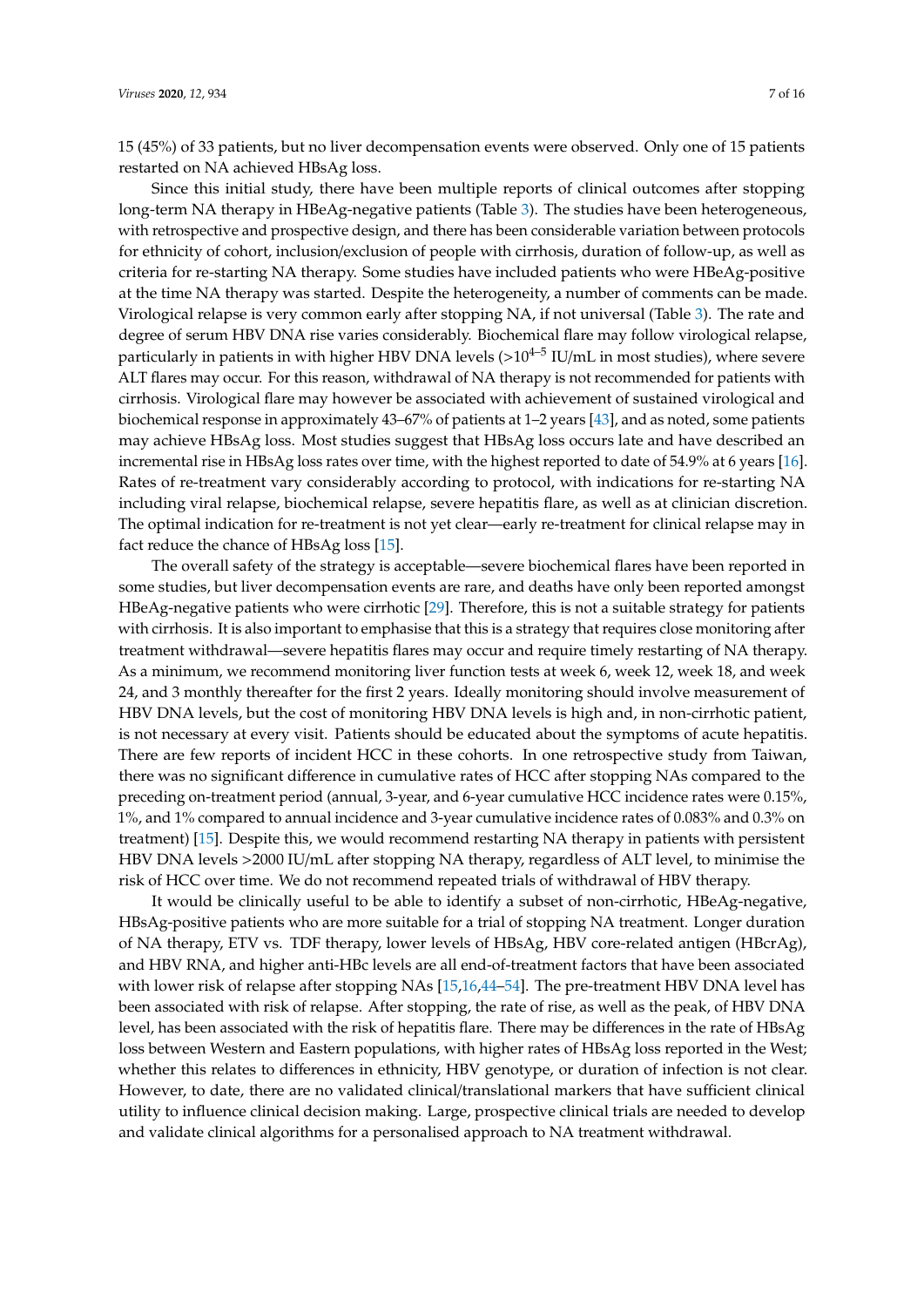15 (45%) of 33 patients, but no liver decompensation events were observed. Only one of 15 patients restarted on NA achieved HBsAg loss.

Since this initial study, there have been multiple reports of clinical outcomes after stopping long-term NA therapy in HBeAg-negative patients (Table 3). The studies have been heterogeneous, with retrospective and prospective design, and there has been considerable variation between protocols for ethnicity of cohort, inclusion/exclusion of people with cirrhosis, duration of follow-up, as well as criteria for re-starting NA therapy. Some studies have included patients who were HBeAg-positive at the time NA therapy was started. Despite the heterogeneity, a number of comments can be made. Virological relapse is very common early after stopping NA, if not universal (Table 3). The rate and degree of serum HBV DNA rise varies considerably. Biochemical flare may follow virological relapse, particularly in patients in with higher HBV DNA levels (>$10^{4-5}$ IU/mL in most studies), where severe ALT flares may occur. For this reason, withdrawal of NA therapy is not recommended for patients with cirrhosis. Virological flare may however be associated with achievement of sustained virological and biochemical response in approximately 43–67% of patients at 1–2 years [43], and as noted, some patients may achieve HBsAg loss. Most studies suggest that HBsAg loss occurs late and have described an incremental rise in HBsAg loss rates over time, with the highest reported to date of 54.9% at 6 years [16]. Rates of re-treatment vary considerably according to protocol, with indications for re-starting NA including viral relapse, biochemical relapse, severe hepatitis flare, as well as at clinician discretion. The optimal indication for re-treatment is not yet clear—early re-treatment for clinical relapse may in fact reduce the chance of HBsAg loss [15].

The overall safety of the strategy is acceptable—severe biochemical flares have been reported in some studies, but liver decompensation events are rare, and deaths have only been reported amongst HBeAg-negative patients who were cirrhotic [29]. Therefore, this is not a suitable strategy for patients with cirrhosis. It is also important to emphasise that this is a strategy that requires close monitoring after treatment withdrawal—severe hepatitis flares may occur and require timely restarting of NA therapy. As a minimum, we recommend monitoring liver function tests at week 6, week 12, week 18, and week 24, and 3 monthly thereafter for the first 2 years. Ideally monitoring should involve measurement of HBV DNA levels, but the cost of monitoring HBV DNA levels is high and, in non-cirrhotic patient, is not necessary at every visit. Patients should be educated about the symptoms of acute hepatitis. There are few reports of incident HCC in these cohorts. In one retrospective study from Taiwan, there was no significant difference in cumulative rates of HCC after stopping NAs compared to the preceding on-treatment period (annual, 3-year, and 6-year cumulative HCC incidence rates were 0.15%, 1%, and 1% compared to annual incidence and 3-year cumulative incidence rates of 0.083% and 0.3% on treatment) [15]. Despite this, we would recommend restarting NA therapy in patients with persistent HBV DNA levels >2000 IU/mL after stopping NA therapy, regardless of ALT level, to minimise the risk of HCC over time. We do not recommend repeated trials of withdrawal of HBV therapy.

It would be clinically useful to be able to identify a subset of non-cirrhotic, HBeAg-negative, HBsAg-positive patients who are more suitable for a trial of stopping NA treatment. Longer duration of NA therapy, ETV vs. TDF therapy, lower levels of HBsAg, HBV core-related antigen (HBcrAg), and HBV RNA, and higher anti-HBc levels are all end-of-treatment factors that have been associated with lower risk of relapse after stopping NAs [15,16,44–54]. The pre-treatment HBV DNA level has been associated with risk of relapse. After stopping, the rate of rise, as well as the peak, of HBV DNA level, has been associated with the risk of hepatitis flare. There may be differences in the rate of HBsAg loss between Western and Eastern populations, with higher rates of HBsAg loss reported in the West; whether this relates to differences in ethnicity, HBV genotype, or duration of infection is not clear. However, to date, there are no validated clinical/translational markers that have sufficient clinical utility to influence clinical decision making. Large, prospective clinical trials are needed to develop and validate clinical algorithms for a personalised approach to NA treatment withdrawal.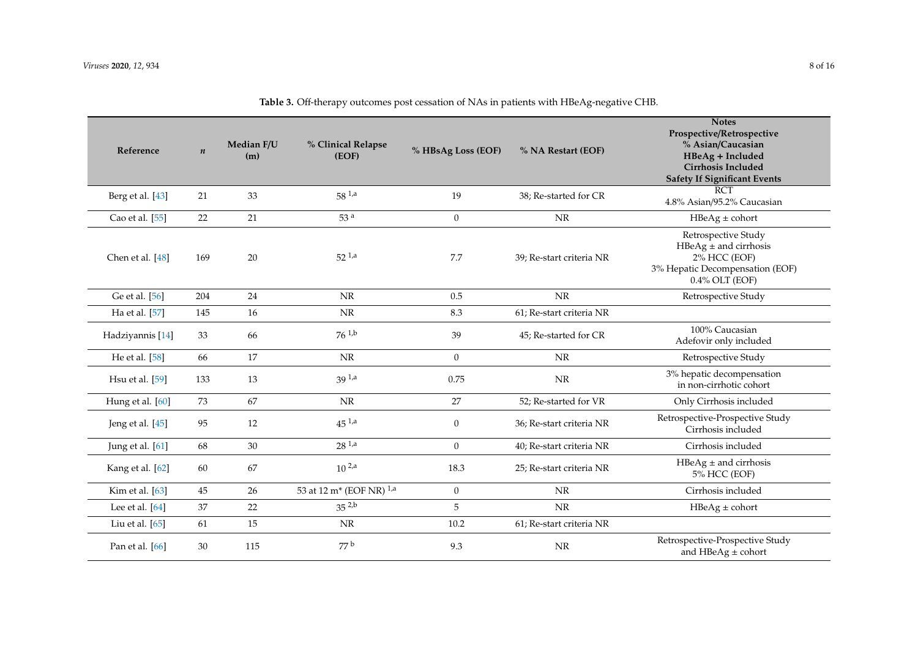**Table 3.** Off-therapy outcomes post cessation of NAs in patients with HBeAg-negative CHB.

| Reference | *n* | Median F/U (m) | % Clinical Relapse (EOF) | % HBsAg Loss (EOF) | % NA Restart (EOF) | Notes Prospective/Retrospective % Asian/Caucasian HBeAg + Included Cirrhosis Included Safety If Significant Events |
|---|---|---|---|---|---|---|
| Berg et al. [43] | 21 | 33 | 58 [1,a] | 19 | 38; Re-started for CR | RCT 4.8% Asian/95.2% Caucasian |
| Cao et al. [55] | 22 | 21 | 53 [a] | 0 | NR | HBeAg ± cohort |
| Chen et al. [48] | 169 | 20 | 52 [1,a] | 7.7 | 39; Re-start criteria NR | Retrospective Study HBeAg ± and cirrhosis 2% HCC (EOF) 3% Hepatic Decompensation (EOF) 0.4% OLT (EOF) |
| Ge et al. [56] | 204 | 24 | NR | 0.5 | NR | Retrospective Study |
| Ha et al. [57] | 145 | 16 | NR | 8.3 | 61; Re-start criteria NR | |
| Hadziyannis [14] | 33 | 66 | 76 [1,b] | 39 | 45; Re-started for CR | 100% Caucasian Adefovir only included |
| He et al. [58] | 66 | 17 | NR | 0 | NR | Retrospective Study |
| Hsu et al. [59] | 133 | 13 | 39 [1,a] | 0.75 | NR | 3% hepatic decompensation in non-cirrhotic cohort |
| Hung et al. [60] | 73 | 67 | NR | 27 | 52; Re-started for VR | Only Cirrhosis included |
| Jeng et al. [45] | 95 | 12 | 45 [1,a] | 0 | 36; Re-start criteria NR | Retrospective-Prospective Study Cirrhosis included |
| Jung et al. [61] | 68 | 30 | 28 [1,a] | 0 | 40; Re-start criteria NR | Cirrhosis included |
| Kang et al. [62] | 60 | 67 | 10 [2,a] | 18.3 | 25; Re-start criteria NR | HBeAg ± and cirrhosis 5% HCC (EOF) |
| Kim et al. [63] | 45 | 26 | 53 at 12 m* (EOF NR) [1,a] | 0 | NR | Cirrhosis included |
| Lee et al. [64] | 37 | 22 | 35 [2,b] | 5 | NR | HBeAg ± cohort |
| Liu et al. [65] | 61 | 15 | NR | 10.2 | 61; Re-start criteria NR | |
| Pan et al. [66] | 30 | 115 | 77 [b] | 9.3 | NR | Retrospective-Prospective Study and HBeAg ± cohort |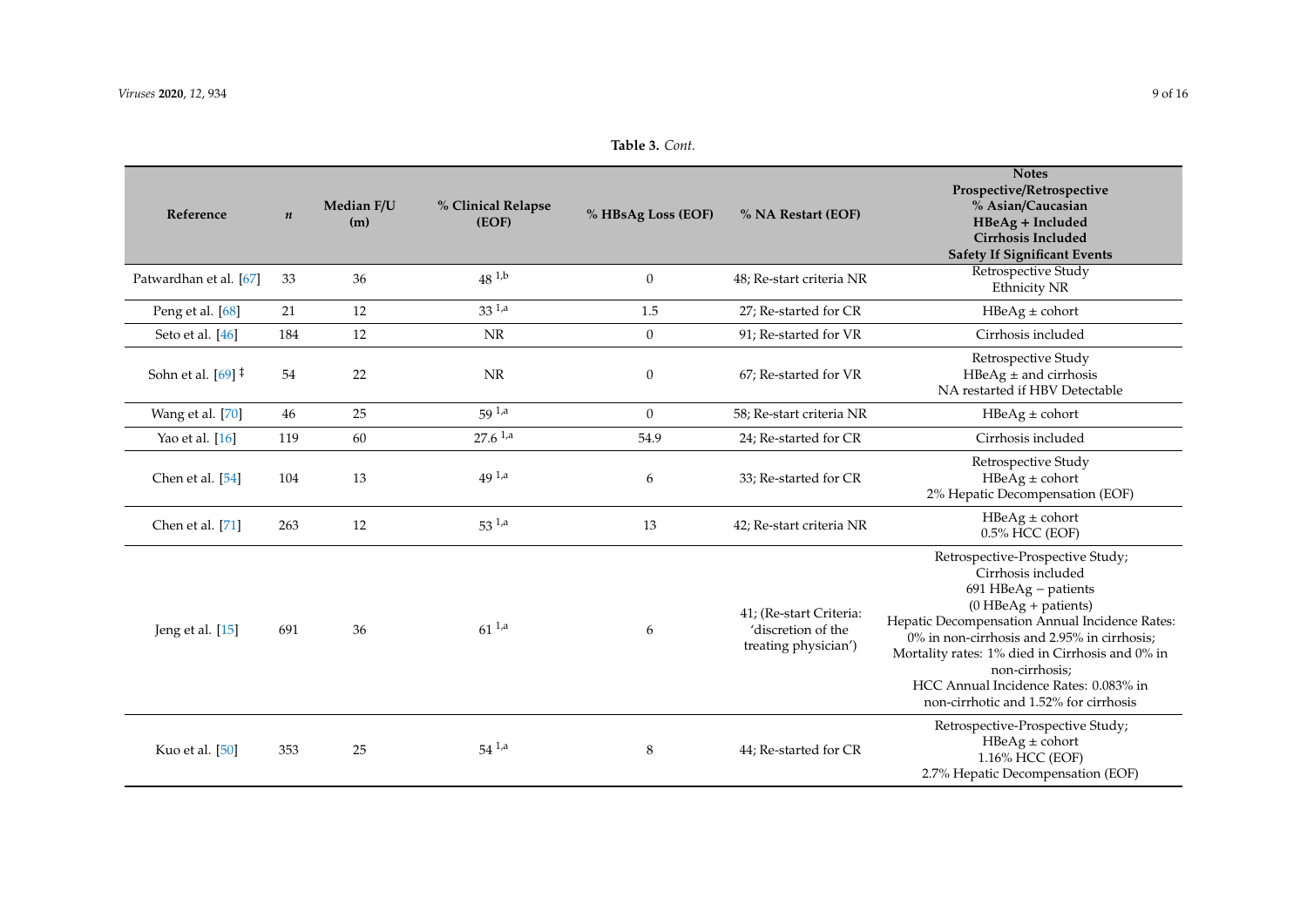**Table 3.** *Cont.*

| Reference | *n* | Median F/U (m) | % Clinical Relapse (EOF) | % HBsAg Loss (EOF) | % NA Restart (EOF) | Notes Prospective/Retrospective % Asian/Caucasian HBeAg + Included Cirrhosis Included Safety If Significant Events |
|---|---|---|---|---|---|---|
| Patwardhan et al. [67] | 33 | 36 | 48 [1,b] | 0 | 48; Re-start criteria NR | Retrospective Study Ethnicity NR |
| Peng et al. [68] | 21 | 12 | 33 [1,a] | 1.5 | 27; Re-started for CR | HBeAg ± cohort |
| Seto et al. [46] | 184 | 12 | NR | 0 | 91; Re-started for VR | Cirrhosis included |
| Sohn et al. [69] ‡ | 54 | 22 | NR | 0 | 67; Re-started for VR | Retrospective Study HBeAg ± and cirrhosis NA restarted if HBV Detectable |
| Wang et al. [70] | 46 | 25 | 59 [1,a] | 0 | 58; Re-start criteria NR | HBeAg ± cohort |
| Yao et al. [16] | 119 | 60 | 27.6 [1,a] | 54.9 | 24; Re-started for CR | Cirrhosis included |
| Chen et al. [54] | 104 | 13 | 49 [1,a] | 6 | 33; Re-started for CR | Retrospective Study HBeAg ± cohort 2% Hepatic Decompensation (EOF) |
| Chen et al. [71] | 263 | 12 | 53 [1,a] | 13 | 42; Re-start criteria NR | HBeAg ± cohort 0.5% HCC (EOF) |
| Jeng et al. [15] | 691 | 36 | 61 [1,a] | 6 | 41; (Re-start Criteria: 'discretion of the treating physician') | Retrospective-Prospective Study; Cirrhosis included 691 HBeAg − patients (0 HBeAg + patients) Hepatic Decompensation Annual Incidence Rates: 0% in non-cirrhosis and 2.95% in cirrhosis; Mortality rates: 1% died in Cirrhosis and 0% in non-cirrhosis; HCC Annual Incidence Rates: 0.083% in non-cirrhotic and 1.52% for cirrhosis |
| Kuo et al. [50] | 353 | 25 | 54 [1,a] | 8 | 44; Re-started for CR | Retrospective-Prospective Study; HBeAg ± cohort 1.16% HCC (EOF) 2.7% Hepatic Decompensation (EOF) |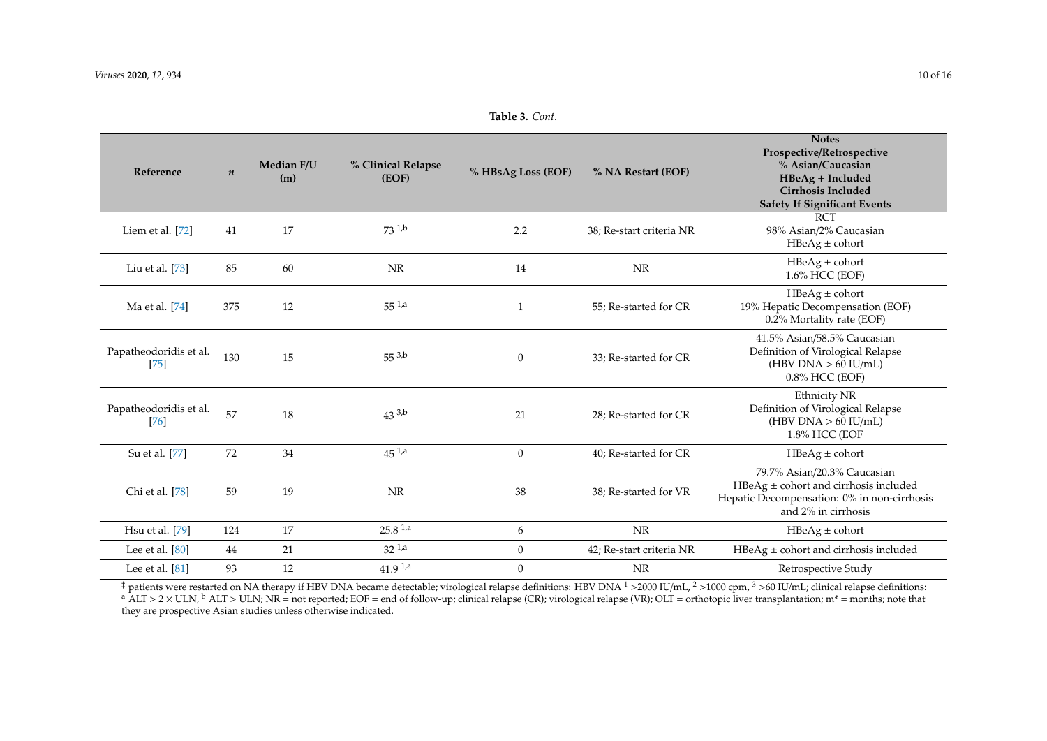**Table 3.** *Cont.*

| Reference | *n* | Median F/U (m) | % Clinical Relapse (EOF) | % HBsAg Loss (EOF) | % NA Restart (EOF) | Notes Prospective/Retrospective % Asian/Caucasian HBeAg + Included Cirrhosis Included Safety If Significant Events |
|---|---|---|---|---|---|---|
| Liem et al. [72] | 41 | 17 | 73 [1,b] | 2.2 | 38; Re-start criteria NR | RCT 98% Asian/2% Caucasian HBeAg ± cohort |
| Liu et al. [73] | 85 | 60 | NR | 14 | NR | HBeAg ± cohort 1.6% HCC (EOF) |
| Ma et al. [74] | 375 | 12 | 55 [1,a] | 1 | 55; Re-started for CR | HBeAg ± cohort 19% Hepatic Decompensation (EOF) 0.2% Mortality rate (EOF) |
| Papatheodoridis et al. [75] | 130 | 15 | 55 [3,b] | 0 | 33; Re-started for CR | 41.5% Asian/58.5% Caucasian Definition of Virological Relapse (HBV DNA > 60 IU/mL) 0.8% HCC (EOF) |
| Papatheodoridis et al. [76] | 57 | 18 | 43 [3,b] | 21 | 28; Re-started for CR | Ethnicity NR Definition of Virological Relapse (HBV DNA > 60 IU/mL) 1.8% HCC (EOF |
| Su et al. [77] | 72 | 34 | 45 [1,a] | 0 | 40; Re-started for CR | HBeAg ± cohort |
| Chi et al. [78] | 59 | 19 | NR | 38 | 38; Re-started for VR | 79.7% Asian/20.3% Caucasian HBeAg ± cohort and cirrhosis included Hepatic Decompensation: 0% in non-cirrhosis and 2% in cirrhosis |
| Hsu et al. [79] | 124 | 17 | 25.8 [1,a] | 6 | NR | HBeAg ± cohort |
| Lee et al. [80] | 44 | 21 | 32 [1,a] | 0 | 42; Re-start criteria NR | HBeAg ± cohort and cirrhosis included |
| Lee et al. [81] | 93 | 12 | 41.9 [1,a] | 0 | NR | Retrospective Study |

[‡] patients were restarted on NA therapy if HBV DNA became detectable; virological relapse definitions: HBV DNA [1] >2000 IU/mL, [2] >1000 cpm, [3] >60 IU/mL; clinical relapse definitions: [a] ALT > 2 × ULN, [b] ALT > ULN; NR = not reported; EOF = end of follow-up; clinical relapse (CR); virological relapse (VR); OLT = orthotopic liver transplantation; m* = months; note that they are prospective Asian studies unless otherwise indicated.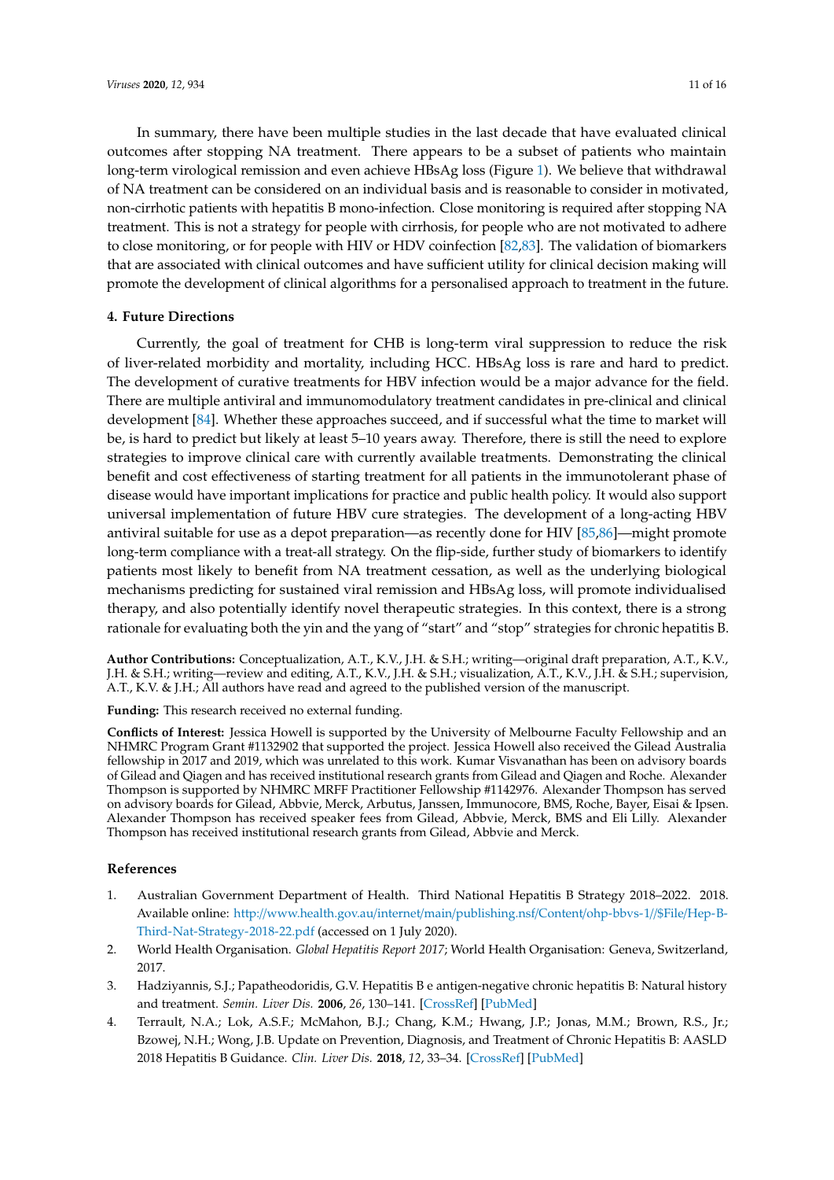In summary, there have been multiple studies in the last decade that have evaluated clinical outcomes after stopping NA treatment. There appears to be a subset of patients who maintain long-term virological remission and even achieve HBsAg loss (Figure 1). We believe that withdrawal of NA treatment can be considered on an individual basis and is reasonable to consider in motivated, non-cirrhotic patients with hepatitis B mono-infection. Close monitoring is required after stopping NA treatment. This is not a strategy for people with cirrhosis, for people who are not motivated to adhere to close monitoring, or for people with HIV or HDV coinfection [82,83]. The validation of biomarkers that are associated with clinical outcomes and have sufficient utility for clinical decision making will promote the development of clinical algorithms for a personalised approach to treatment in the future.

## 4. Future Directions

Currently, the goal of treatment for CHB is long-term viral suppression to reduce the risk of liver-related morbidity and mortality, including HCC. HBsAg loss is rare and hard to predict. The development of curative treatments for HBV infection would be a major advance for the field. There are multiple antiviral and immunomodulatory treatment candidates in pre-clinical and clinical development [84]. Whether these approaches succeed, and if successful what the time to market will be, is hard to predict but likely at least 5–10 years away. Therefore, there is still the need to explore strategies to improve clinical care with currently available treatments. Demonstrating the clinical benefit and cost effectiveness of starting treatment for all patients in the immunotolerant phase of disease would have important implications for practice and public health policy. It would also support universal implementation of future HBV cure strategies. The development of a long-acting HBV antiviral suitable for use as a depot preparation—as recently done for HIV [85,86]—might promote long-term compliance with a treat-all strategy. On the flip-side, further study of biomarkers to identify patients most likely to benefit from NA treatment cessation, as well as the underlying biological mechanisms predicting for sustained viral remission and HBsAg loss, will promote individualised therapy, and also potentially identify novel therapeutic strategies. In this context, there is a strong rationale for evaluating both the yin and the yang of "start" and "stop" strategies for chronic hepatitis B.

**Author Contributions:** Conceptualization, A.T., K.V., J.H. & S.H.; writing—original draft preparation, A.T., K.V., J.H. & S.H.; writing—review and editing, A.T., K.V., J.H. & S.H.; visualization, A.T., K.V., J.H. & S.H.; supervision, A.T., K.V. & J.H.; All authors have read and agreed to the published version of the manuscript.

**Funding:** This research received no external funding.

**Conflicts of Interest:** Jessica Howell is supported by the University of Melbourne Faculty Fellowship and an NHMRC Program Grant #1132902 that supported the project. Jessica Howell also received the Gilead Australia fellowship in 2017 and 2019, which was unrelated to this work. Kumar Visvanathan has been on advisory boards of Gilead and Qiagen and has received institutional research grants from Gilead and Qiagen and Roche. Alexander Thompson is supported by NHMRC MRFF Practitioner Fellowship #1142976. Alexander Thompson has served on advisory boards for Gilead, Abbvie, Merck, Arbutus, Janssen, Immunocore, BMS, Roche, Bayer, Eisai & Ipsen. Alexander Thompson has received speaker fees from Gilead, Abbvie, Merck, BMS and Eli Lilly. Alexander Thompson has received institutional research grants from Gilead, Abbvie and Merck.

## References

1. Australian Government Department of Health. Third National Hepatitis B Strategy 2018–2022. 2018. Available online: http://www.health.gov.au/internet/main/publishing.nsf/Content/ohp-bbvs-1//$File/Hep-B-Third-Nat-Strategy-2018-22.pdf (accessed on 1 July 2020).
2. World Health Organisation. *Global Hepatitis Report 2017*; World Health Organisation: Geneva, Switzerland, 2017.
3. Hadziyannis, S.J.; Papatheodoridis, G.V. Hepatitis B e antigen-negative chronic hepatitis B: Natural history and treatment. *Semin. Liver Dis.* **2006**, *26*, 130–141. [CrossRef] [PubMed]
4. Terrault, N.A.; Lok, A.S.F.; McMahon, B.J.; Chang, K.M.; Hwang, J.P.; Jonas, M.M.; Brown, R.S., Jr.; Bzowej, N.H.; Wong, J.B. Update on Prevention, Diagnosis, and Treatment of Chronic Hepatitis B: AASLD 2018 Hepatitis B Guidance. *Clin. Liver Dis.* **2018**, *12*, 33–34. [CrossRef] [PubMed]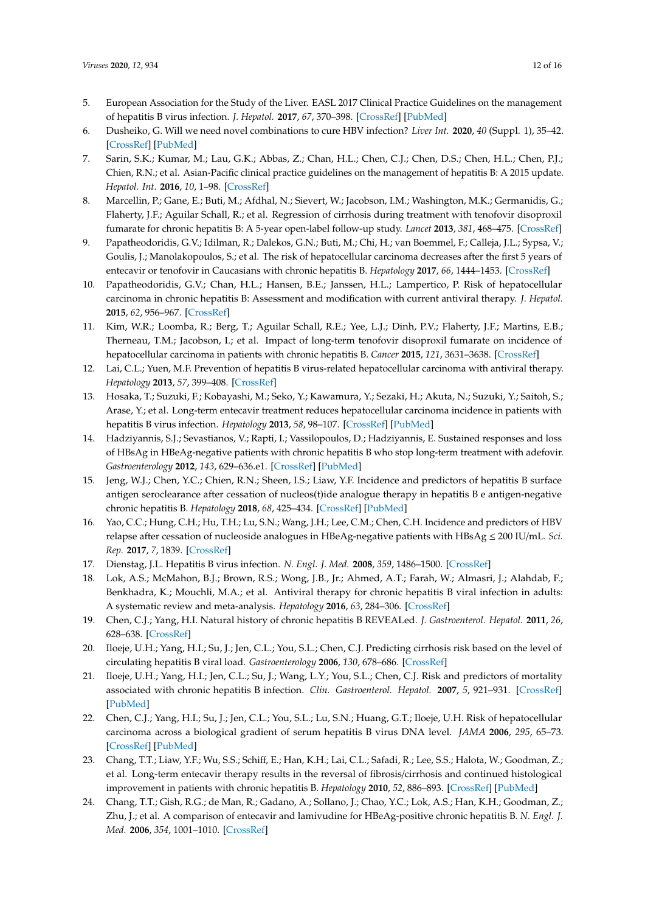5. European Association for the Study of the Liver. EASL 2017 Clinical Practice Guidelines on the management of hepatitis B virus infection. *J. Hepatol.* **2017**, *67*, 370–398. [CrossRef] [PubMed]
6. Dusheiko, G. Will we need novel combinations to cure HBV infection? *Liver Int.* **2020**, *40* (Suppl. 1), 35–42. [CrossRef] [PubMed]
7. Sarin, S.K.; Kumar, M.; Lau, G.K.; Abbas, Z.; Chan, H.L.; Chen, C.J.; Chen, D.S.; Chen, H.L.; Chen, P.J.; Chien, R.N.; et al. Asian-Pacific clinical practice guidelines on the management of hepatitis B: A 2015 update. *Hepatol. Int.* **2016**, *10*, 1–98. [CrossRef]
8. Marcellin, P.; Gane, E.; Buti, M.; Afdhal, N.; Sievert, W.; Jacobson, I.M.; Washington, M.K.; Germanidis, G.; Flaherty, J.F.; Aguilar Schall, R.; et al. Regression of cirrhosis during treatment with tenofovir disoproxil fumarate for chronic hepatitis B: A 5-year open-label follow-up study. *Lancet* **2013**, *381*, 468–475. [CrossRef]
9. Papatheodoridis, G.V.; Idilman, R.; Dalekos, G.N.; Buti, M.; Chi, H.; van Boemmel, F.; Calleja, J.L.; Sypsa, V.; Goulis, J.; Manolakopoulos, S.; et al. The risk of hepatocellular carcinoma decreases after the first 5 years of entecavir or tenofovir in Caucasians with chronic hepatitis B. *Hepatology* **2017**, *66*, 1444–1453. [CrossRef]
10. Papatheodoridis, G.V.; Chan, H.L.; Hansen, B.E.; Janssen, H.L.; Lampertico, P. Risk of hepatocellular carcinoma in chronic hepatitis B: Assessment and modification with current antiviral therapy. *J. Hepatol.* **2015**, *62*, 956–967. [CrossRef]
11. Kim, W.R.; Loomba, R.; Berg, T.; Aguilar Schall, R.E.; Yee, L.J.; Dinh, P.V.; Flaherty, J.F.; Martins, E.B.; Therneau, T.M.; Jacobson, I.; et al. Impact of long-term tenofovir disoproxil fumarate on incidence of hepatocellular carcinoma in patients with chronic hepatitis B. *Cancer* **2015**, *121*, 3631–3638. [CrossRef]
12. Lai, C.L.; Yuen, M.F. Prevention of hepatitis B virus-related hepatocellular carcinoma with antiviral therapy. *Hepatology* **2013**, *57*, 399–408. [CrossRef]
13. Hosaka, T.; Suzuki, F.; Kobayashi, M.; Seko, Y.; Kawamura, Y.; Sezaki, H.; Akuta, N.; Suzuki, Y.; Saitoh, S.; Arase, Y.; et al. Long-term entecavir treatment reduces hepatocellular carcinoma incidence in patients with hepatitis B virus infection. *Hepatology* **2013**, *58*, 98–107. [CrossRef] [PubMed]
14. Hadziyannis, S.J.; Sevastianos, V.; Rapti, I.; Vassilopoulos, D.; Hadziyannis, E. Sustained responses and loss of HBsAg in HBeAg-negative patients with chronic hepatitis B who stop long-term treatment with adefovir. *Gastroenterology* **2012**, *143*, 629–636.e1. [CrossRef] [PubMed]
15. Jeng, W.J.; Chen, Y.C.; Chien, R.N.; Sheen, I.S.; Liaw, Y.F. Incidence and predictors of hepatitis B surface antigen seroclearance after cessation of nucleos(t)ide analogue therapy in hepatitis B e antigen-negative chronic hepatitis B. *Hepatology* **2018**, *68*, 425–434. [CrossRef] [PubMed]
16. Yao, C.C.; Hung, C.H.; Hu, T.H.; Lu, S.N.; Wang, J.H.; Lee, C.M.; Chen, C.H. Incidence and predictors of HBV relapse after cessation of nucleoside analogues in HBeAg-negative patients with HBsAg ≤ 200 IU/mL. *Sci. Rep.* **2017**, *7*, 1839. [CrossRef]
17. Dienstag, J.L. Hepatitis B virus infection. *N. Engl. J. Med.* **2008**, *359*, 1486–1500. [CrossRef]
18. Lok, A.S.; McMahon, B.J.; Brown, R.S.; Wong, J.B., Jr.; Ahmed, A.T.; Farah, W.; Almasri, J.; Alahdab, F.; Benkhadra, K.; Mouchli, M.A.; et al. Antiviral therapy for chronic hepatitis B viral infection in adults: A systematic review and meta-analysis. *Hepatology* **2016**, *63*, 284–306. [CrossRef]
19. Chen, C.J.; Yang, H.I. Natural history of chronic hepatitis B REVEALed. *J. Gastroenterol. Hepatol.* **2011**, *26*, 628–638. [CrossRef]
20. Iloeje, U.H.; Yang, H.I.; Su, J.; Jen, C.L.; You, S.L.; Chen, C.J. Predicting cirrhosis risk based on the level of circulating hepatitis B viral load. *Gastroenterology* **2006**, *130*, 678–686. [CrossRef]
21. Iloeje, U.H.; Yang, H.I.; Jen, C.L.; Su, J.; Wang, L.Y.; You, S.L.; Chen, C.J. Risk and predictors of mortality associated with chronic hepatitis B infection. *Clin. Gastroenterol. Hepatol.* **2007**, *5*, 921–931. [CrossRef] [PubMed]
22. Chen, C.J.; Yang, H.I.; Su, J.; Jen, C.L.; You, S.L.; Lu, S.N.; Huang, G.T.; Iloeje, U.H. Risk of hepatocellular carcinoma across a biological gradient of serum hepatitis B virus DNA level. *JAMA* **2006**, *295*, 65–73. [CrossRef] [PubMed]
23. Chang, T.T.; Liaw, Y.F.; Wu, S.S.; Schiff, E.; Han, K.H.; Lai, C.L.; Safadi, R.; Lee, S.S.; Halota, W.; Goodman, Z.; et al. Long-term entecavir therapy results in the reversal of fibrosis/cirrhosis and continued histological improvement in patients with chronic hepatitis B. *Hepatology* **2010**, *52*, 886–893. [CrossRef] [PubMed]
24. Chang, T.T.; Gish, R.G.; de Man, R.; Gadano, A.; Sollano, J.; Chao, Y.C.; Lok, A.S.; Han, K.H.; Goodman, Z.; Zhu, J.; et al. A comparison of entecavir and lamivudine for HBeAg-positive chronic hepatitis B. *N. Engl. J. Med.* **2006**, *354*, 1001–1010. [CrossRef]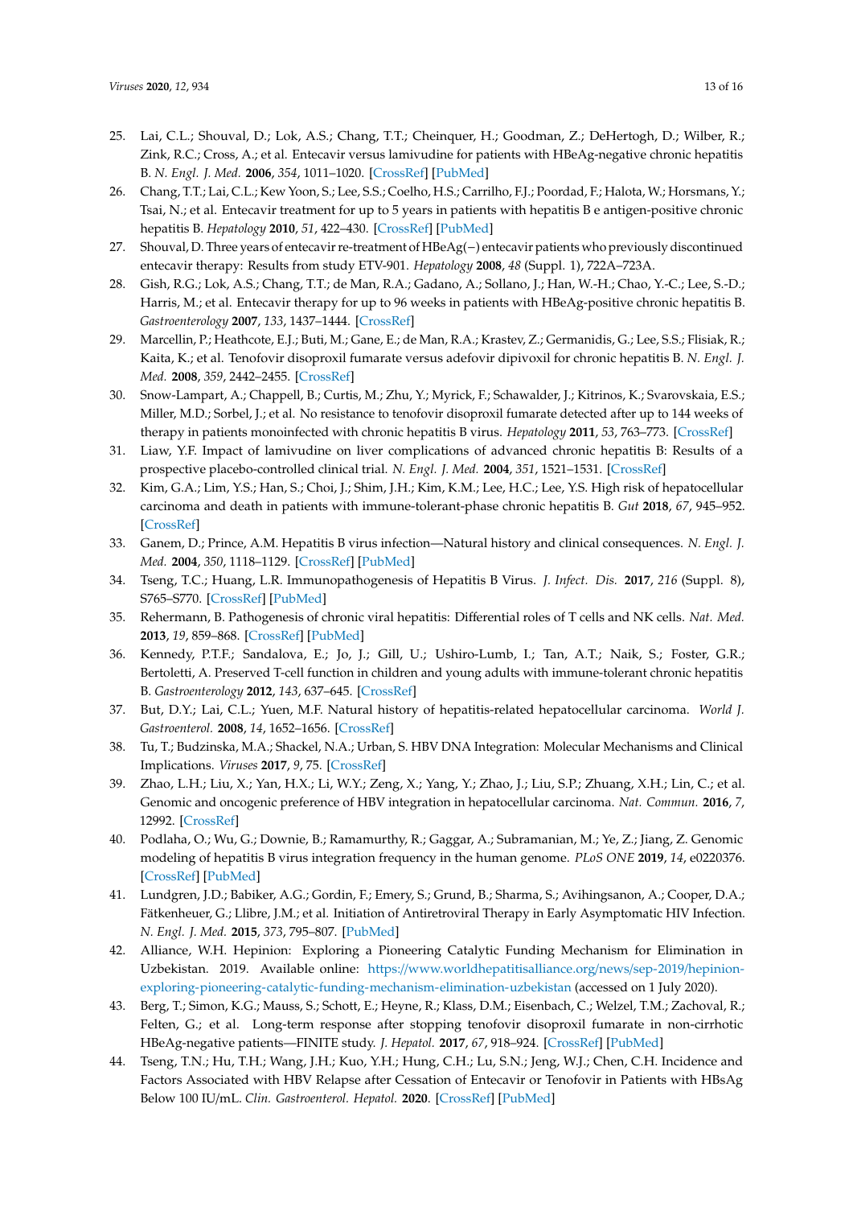25. Lai, C.L.; Shouval, D.; Lok, A.S.; Chang, T.T.; Cheinquer, H.; Goodman, Z.; DeHertogh, D.; Wilber, R.; Zink, R.C.; Cross, A.; et al. Entecavir versus lamivudine for patients with HBeAg-negative chronic hepatitis B. *N. Engl. J. Med.* **2006**, *354*, 1011–1020. [CrossRef] [PubMed]
26. Chang, T.T.; Lai, C.L.; Kew Yoon, S.; Lee, S.S.; Coelho, H.S.; Carrilho, F.J.; Poordad, F.; Halota, W.; Horsmans, Y.; Tsai, N.; et al. Entecavir treatment for up to 5 years in patients with hepatitis B e antigen-positive chronic hepatitis B. *Hepatology* **2010**, *51*, 422–430. [CrossRef] [PubMed]
27. Shouval, D. Three years of entecavir re-treatment of HBeAg(−) entecavir patients who previously discontinued entecavir therapy: Results from study ETV-901. *Hepatology* **2008**, *48* (Suppl. 1), 722A–723A.
28. Gish, R.G.; Lok, A.S.; Chang, T.T.; de Man, R.A.; Gadano, A.; Sollano, J.; Han, W.-H.; Chao, Y.-C.; Lee, S.-D.; Harris, M.; et al. Entecavir therapy for up to 96 weeks in patients with HBeAg-positive chronic hepatitis B. *Gastroenterology* **2007**, *133*, 1437–1444. [CrossRef]
29. Marcellin, P.; Heathcote, E.J.; Buti, M.; Gane, E.; de Man, R.A.; Krastev, Z.; Germanidis, G.; Lee, S.S.; Flisiak, R.; Kaita, K.; et al. Tenofovir disoproxil fumarate versus adefovir dipivoxil for chronic hepatitis B. *N. Engl. J. Med.* **2008**, *359*, 2442–2455. [CrossRef]
30. Snow-Lampart, A.; Chappell, B.; Curtis, M.; Zhu, Y.; Myrick, F.; Schawalder, J.; Kitrinos, K.; Svarovskaia, E.S.; Miller, M.D.; Sorbel, J.; et al. No resistance to tenofovir disoproxil fumarate detected after up to 144 weeks of therapy in patients monoinfected with chronic hepatitis B virus. *Hepatology* **2011**, *53*, 763–773. [CrossRef]
31. Liaw, Y.F. Impact of lamivudine on liver complications of advanced chronic hepatitis B: Results of a prospective placebo-controlled clinical trial. *N. Engl. J. Med.* **2004**, *351*, 1521–1531. [CrossRef]
32. Kim, G.A.; Lim, Y.S.; Han, S.; Choi, J.; Shim, J.H.; Kim, K.M.; Lee, H.C.; Lee, Y.S. High risk of hepatocellular carcinoma and death in patients with immune-tolerant-phase chronic hepatitis B. *Gut* **2018**, *67*, 945–952. [CrossRef]
33. Ganem, D.; Prince, A.M. Hepatitis B virus infection—Natural history and clinical consequences. *N. Engl. J. Med.* **2004**, *350*, 1118–1129. [CrossRef] [PubMed]
34. Tseng, T.C.; Huang, L.R. Immunopathogenesis of Hepatitis B Virus. *J. Infect. Dis.* **2017**, *216* (Suppl. 8), S765–S770. [CrossRef] [PubMed]
35. Rehermann, B. Pathogenesis of chronic viral hepatitis: Differential roles of T cells and NK cells. *Nat. Med.* **2013**, *19*, 859–868. [CrossRef] [PubMed]
36. Kennedy, P.T.F.; Sandalova, E.; Jo, J.; Gill, U.; Ushiro-Lumb, I.; Tan, A.T.; Naik, S.; Foster, G.R.; Bertoletti, A. Preserved T-cell function in children and young adults with immune-tolerant chronic hepatitis B. *Gastroenterology* **2012**, *143*, 637–645. [CrossRef]
37. But, D.Y.; Lai, C.L.; Yuen, M.F. Natural history of hepatitis-related hepatocellular carcinoma. *World J. Gastroenterol.* **2008**, *14*, 1652–1656. [CrossRef]
38. Tu, T.; Budzinska, M.A.; Shackel, N.A.; Urban, S. HBV DNA Integration: Molecular Mechanisms and Clinical Implications. *Viruses* **2017**, *9*, 75. [CrossRef]
39. Zhao, L.H.; Liu, X.; Yan, H.X.; Li, W.Y.; Zeng, X.; Yang, Y.; Zhao, J.; Liu, S.P.; Zhuang, X.H.; Lin, C.; et al. Genomic and oncogenic preference of HBV integration in hepatocellular carcinoma. *Nat. Commun.* **2016**, *7*, 12992. [CrossRef]
40. Podlaha, O.; Wu, G.; Downie, B.; Ramamurthy, R.; Gaggar, A.; Subramanian, M.; Ye, Z.; Jiang, Z. Genomic modeling of hepatitis B virus integration frequency in the human genome. *PLoS ONE* **2019**, *14*, e0220376. [CrossRef] [PubMed]
41. Lundgren, J.D.; Babiker, A.G.; Gordin, F.; Emery, S.; Grund, B.; Sharma, S.; Avihingsanon, A.; Cooper, D.A.; Fätkenheuer, G.; Llibre, J.M.; et al. Initiation of Antiretroviral Therapy in Early Asymptomatic HIV Infection. *N. Engl. J. Med.* **2015**, *373*, 795–807. [PubMed]
42. Alliance, W.H. Hepinion: Exploring a Pioneering Catalytic Funding Mechanism for Elimination in Uzbekistan. 2019. Available online: https://www.worldhepatitisalliance.org/news/sep-2019/hepinion-exploring-pioneering-catalytic-funding-mechanism-elimination-uzbekistan (accessed on 1 July 2020).
43. Berg, T.; Simon, K.G.; Mauss, S.; Schott, E.; Heyne, R.; Klass, D.M.; Eisenbach, C.; Welzel, T.M.; Zachoval, R.; Felten, G.; et al. Long-term response after stopping tenofovir disoproxil fumarate in non-cirrhotic HBeAg-negative patients—FINITE study. *J. Hepatol.* **2017**, *67*, 918–924. [CrossRef] [PubMed]
44. Tseng, T.N.; Hu, T.H.; Wang, J.H.; Kuo, Y.H.; Hung, C.H.; Lu, S.N.; Jeng, W.J.; Chen, C.H. Incidence and Factors Associated with HBV Relapse after Cessation of Entecavir or Tenofovir in Patients with HBsAg Below 100 IU/mL. *Clin. Gastroenterol. Hepatol.* **2020**. [CrossRef] [PubMed]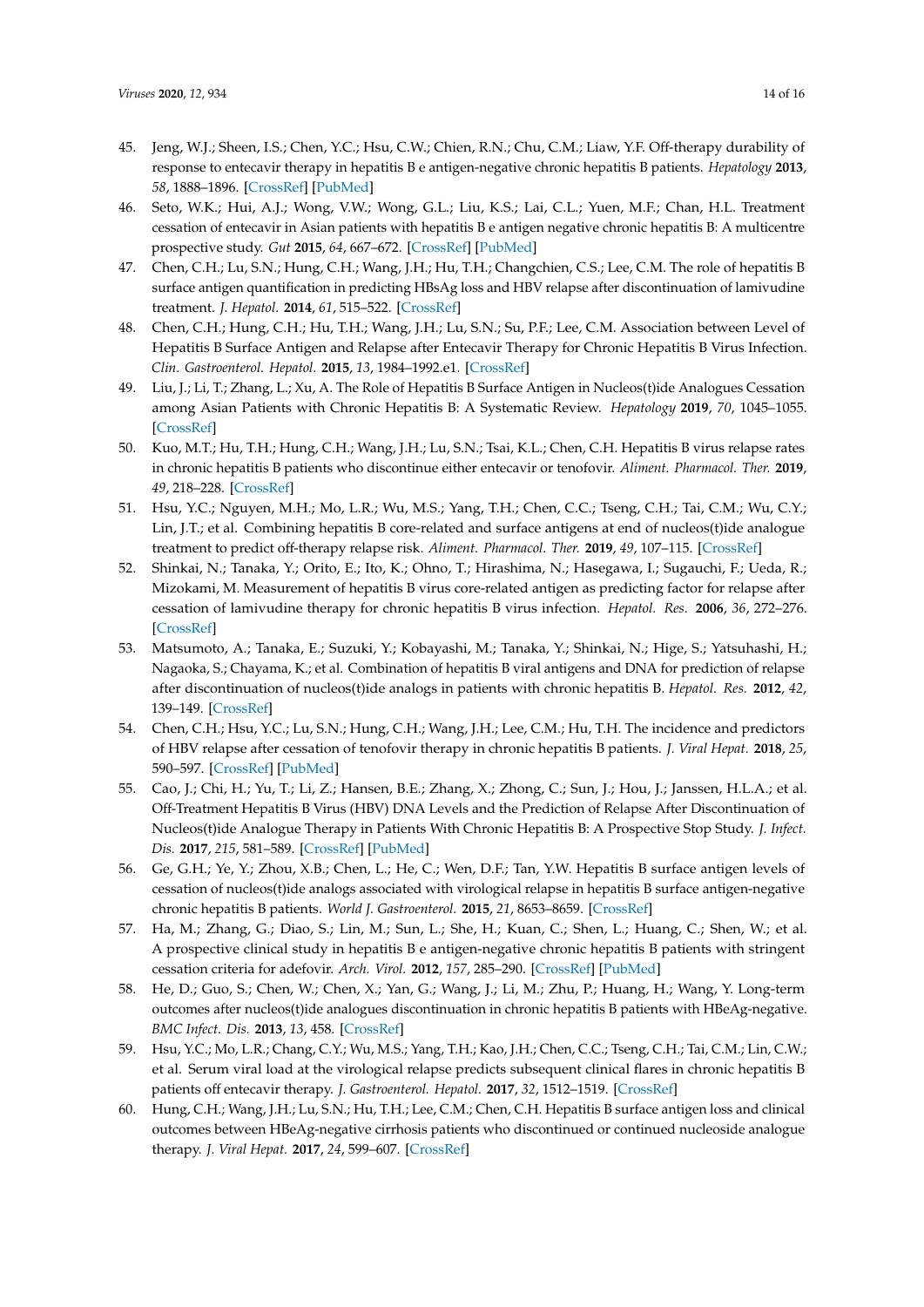45. Jeng, W.J.; Sheen, I.S.; Chen, Y.C.; Hsu, C.W.; Chien, R.N.; Chu, C.M.; Liaw, Y.F. Off-therapy durability of response to entecavir therapy in hepatitis B e antigen-negative chronic hepatitis B patients. *Hepatology* **2013**, *58*, 1888–1896. [CrossRef] [PubMed]
46. Seto, W.K.; Hui, A.J.; Wong, V.W.; Wong, G.L.; Liu, K.S.; Lai, C.L.; Yuen, M.F.; Chan, H.L. Treatment cessation of entecavir in Asian patients with hepatitis B e antigen negative chronic hepatitis B: A multicentre prospective study. *Gut* **2015**, *64*, 667–672. [CrossRef] [PubMed]
47. Chen, C.H.; Lu, S.N.; Hung, C.H.; Wang, J.H.; Hu, T.H.; Changchien, C.S.; Lee, C.M. The role of hepatitis B surface antigen quantification in predicting HBsAg loss and HBV relapse after discontinuation of lamivudine treatment. *J. Hepatol.* **2014**, *61*, 515–522. [CrossRef]
48. Chen, C.H.; Hung, C.H.; Hu, T.H.; Wang, J.H.; Lu, S.N.; Su, P.F.; Lee, C.M. Association between Level of Hepatitis B Surface Antigen and Relapse after Entecavir Therapy for Chronic Hepatitis B Virus Infection. *Clin. Gastroenterol. Hepatol.* **2015**, *13*, 1984–1992.e1. [CrossRef]
49. Liu, J.; Li, T.; Zhang, L.; Xu, A. The Role of Hepatitis B Surface Antigen in Nucleos(t)ide Analogues Cessation among Asian Patients with Chronic Hepatitis B: A Systematic Review. *Hepatology* **2019**, *70*, 1045–1055. [CrossRef]
50. Kuo, M.T.; Hu, T.H.; Hung, C.H.; Wang, J.H.; Lu, S.N.; Tsai, K.L.; Chen, C.H. Hepatitis B virus relapse rates in chronic hepatitis B patients who discontinue either entecavir or tenofovir. *Aliment. Pharmacol. Ther.* **2019**, *49*, 218–228. [CrossRef]
51. Hsu, Y.C.; Nguyen, M.H.; Mo, L.R.; Wu, M.S.; Yang, T.H.; Chen, C.C.; Tseng, C.H.; Tai, C.M.; Wu, C.Y.; Lin, J.T.; et al. Combining hepatitis B core-related and surface antigens at end of nucleos(t)ide analogue treatment to predict off-therapy relapse risk. *Aliment. Pharmacol. Ther.* **2019**, *49*, 107–115. [CrossRef]
52. Shinkai, N.; Tanaka, Y.; Orito, E.; Ito, K.; Ohno, T.; Hirashima, N.; Hasegawa, I.; Sugauchi, F.; Ueda, R.; Mizokami, M. Measurement of hepatitis B virus core-related antigen as predicting factor for relapse after cessation of lamivudine therapy for chronic hepatitis B virus infection. *Hepatol. Res.* **2006**, *36*, 272–276. [CrossRef]
53. Matsumoto, A.; Tanaka, E.; Suzuki, Y.; Kobayashi, M.; Tanaka, Y.; Shinkai, N.; Hige, S.; Yatsuhashi, H.; Nagaoka, S.; Chayama, K.; et al. Combination of hepatitis B viral antigens and DNA for prediction of relapse after discontinuation of nucleos(t)ide analogs in patients with chronic hepatitis B. *Hepatol. Res.* **2012**, *42*, 139–149. [CrossRef]
54. Chen, C.H.; Hsu, Y.C.; Lu, S.N.; Hung, C.H.; Wang, J.H.; Lee, C.M.; Hu, T.H. The incidence and predictors of HBV relapse after cessation of tenofovir therapy in chronic hepatitis B patients. *J. Viral Hepat.* **2018**, *25*, 590–597. [CrossRef] [PubMed]
55. Cao, J.; Chi, H.; Yu, T.; Li, Z.; Hansen, B.E.; Zhang, X.; Zhong, C.; Sun, J.; Hou, J.; Janssen, H.L.A.; et al. Off-Treatment Hepatitis B Virus (HBV) DNA Levels and the Prediction of Relapse After Discontinuation of Nucleos(t)ide Analogue Therapy in Patients With Chronic Hepatitis B: A Prospective Stop Study. *J. Infect. Dis.* **2017**, *215*, 581–589. [CrossRef] [PubMed]
56. Ge, G.H.; Ye, Y.; Zhou, X.B.; Chen, L.; He, C.; Wen, D.F.; Tan, Y.W. Hepatitis B surface antigen levels of cessation of nucleos(t)ide analogs associated with virological relapse in hepatitis B surface antigen-negative chronic hepatitis B patients. *World J. Gastroenterol.* **2015**, *21*, 8653–8659. [CrossRef]
57. Ha, M.; Zhang, G.; Diao, S.; Lin, M.; Sun, L.; She, H.; Kuan, C.; Shen, L.; Huang, C.; Shen, W.; et al. A prospective clinical study in hepatitis B e antigen-negative chronic hepatitis B patients with stringent cessation criteria for adefovir. *Arch. Virol.* **2012**, *157*, 285–290. [CrossRef] [PubMed]
58. He, D.; Guo, S.; Chen, W.; Chen, X.; Yan, G.; Wang, J.; Li, M.; Zhu, P.; Huang, H.; Wang, Y. Long-term outcomes after nucleos(t)ide analogues discontinuation in chronic hepatitis B patients with HBeAg-negative. *BMC Infect. Dis.* **2013**, *13*, 458. [CrossRef]
59. Hsu, Y.C.; Mo, L.R.; Chang, C.Y.; Wu, M.S.; Yang, T.H.; Kao, J.H.; Chen, C.C.; Tseng, C.H.; Tai, C.M.; Lin, C.W.; et al. Serum viral load at the virological relapse predicts subsequent clinical flares in chronic hepatitis B patients off entecavir therapy. *J. Gastroenterol. Hepatol.* **2017**, *32*, 1512–1519. [CrossRef]
60. Hung, C.H.; Wang, J.H.; Lu, S.N.; Hu, T.H.; Lee, C.M.; Chen, C.H. Hepatitis B surface antigen loss and clinical outcomes between HBeAg-negative cirrhosis patients who discontinued or continued nucleoside analogue therapy. *J. Viral Hepat.* **2017**, *24*, 599–607. [CrossRef]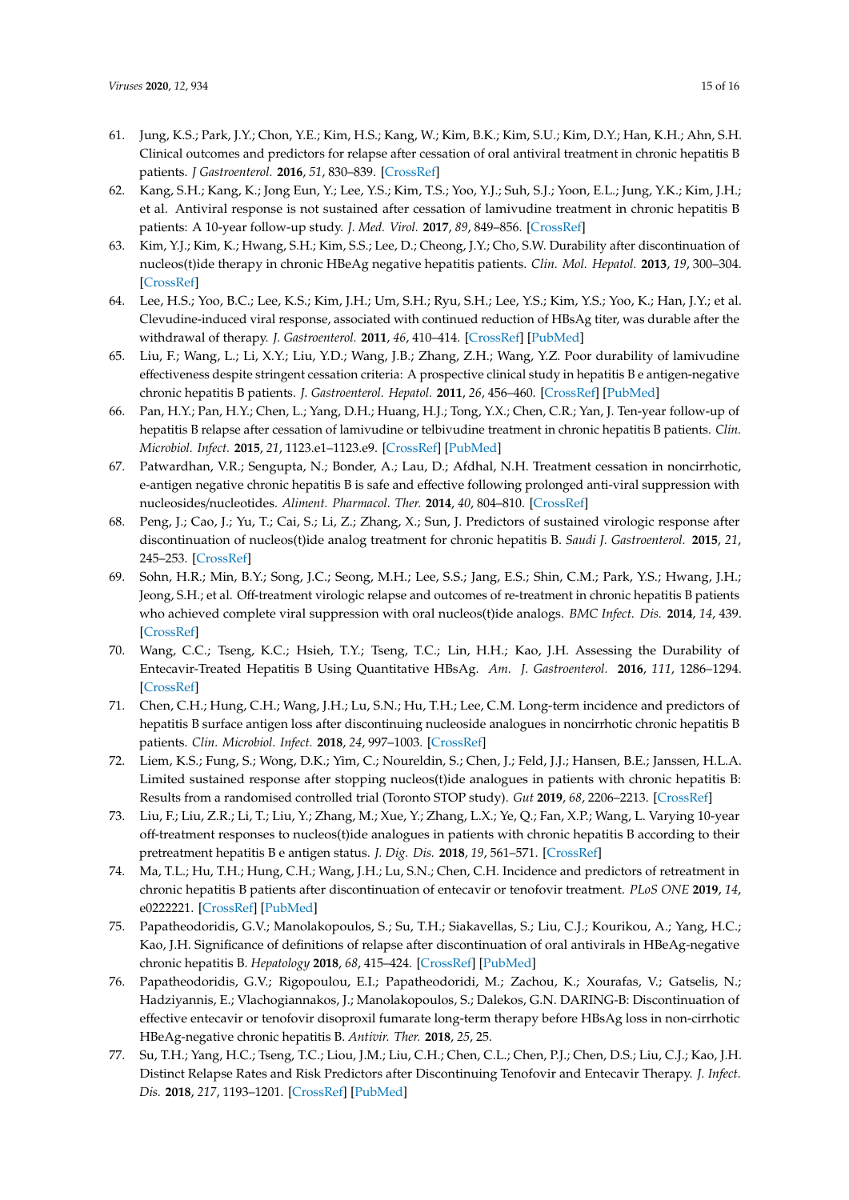61. Jung, K.S.; Park, J.Y.; Chon, Y.E.; Kim, H.S.; Kang, W.; Kim, B.K.; Kim, S.U.; Kim, D.Y.; Han, K.H.; Ahn, S.H. Clinical outcomes and predictors for relapse after cessation of oral antiviral treatment in chronic hepatitis B patients. *J Gastroenterol.* **2016**, *51*, 830–839. [CrossRef]
62. Kang, S.H.; Kang, K.; Jong Eun, Y.; Lee, Y.S.; Kim, T.S.; Yoo, Y.J.; Suh, S.J.; Yoon, E.L.; Jung, Y.K.; Kim, J.H.; et al. Antiviral response is not sustained after cessation of lamivudine treatment in chronic hepatitis B patients: A 10-year follow-up study. *J. Med. Virol.* **2017**, *89*, 849–856. [CrossRef]
63. Kim, Y.J.; Kim, K.; Hwang, S.H.; Kim, S.S.; Lee, D.; Cheong, J.Y.; Cho, S.W. Durability after discontinuation of nucleos(t)ide therapy in chronic HBeAg negative hepatitis patients. *Clin. Mol. Hepatol.* **2013**, *19*, 300–304. [CrossRef]
64. Lee, H.S.; Yoo, B.C.; Lee, K.S.; Kim, J.H.; Um, S.H.; Ryu, S.H.; Lee, Y.S.; Kim, Y.S.; Yoo, K.; Han, J.Y.; et al. Clevudine-induced viral response, associated with continued reduction of HBsAg titer, was durable after the withdrawal of therapy. *J. Gastroenterol.* **2011**, *46*, 410–414. [CrossRef] [PubMed]
65. Liu, F.; Wang, L.; Li, X.Y.; Liu, Y.D.; Wang, J.B.; Zhang, Z.H.; Wang, Y.Z. Poor durability of lamivudine effectiveness despite stringent cessation criteria: A prospective clinical study in hepatitis B e antigen-negative chronic hepatitis B patients. *J. Gastroenterol. Hepatol.* **2011**, *26*, 456–460. [CrossRef] [PubMed]
66. Pan, H.Y.; Pan, H.Y.; Chen, L.; Yang, D.H.; Huang, H.J.; Tong, Y.X.; Chen, C.R.; Yan, J. Ten-year follow-up of hepatitis B relapse after cessation of lamivudine or telbivudine treatment in chronic hepatitis B patients. *Clin. Microbiol. Infect.* **2015**, *21*, 1123.e1–1123.e9. [CrossRef] [PubMed]
67. Patwardhan, V.R.; Sengupta, N.; Bonder, A.; Lau, D.; Afdhal, N.H. Treatment cessation in noncirrhotic, e-antigen negative chronic hepatitis B is safe and effective following prolonged anti-viral suppression with nucleosides/nucleotides. *Aliment. Pharmacol. Ther.* **2014**, *40*, 804–810. [CrossRef]
68. Peng, J.; Cao, J.; Yu, T.; Cai, S.; Li, Z.; Zhang, X.; Sun, J. Predictors of sustained virologic response after discontinuation of nucleos(t)ide analog treatment for chronic hepatitis B. *Saudi J. Gastroenterol.* **2015**, *21*, 245–253. [CrossRef]
69. Sohn, H.R.; Min, B.Y.; Song, J.C.; Seong, M.H.; Lee, S.S.; Jang, E.S.; Shin, C.M.; Park, Y.S.; Hwang, J.H.; Jeong, S.H.; et al. Off-treatment virologic relapse and outcomes of re-treatment in chronic hepatitis B patients who achieved complete viral suppression with oral nucleos(t)ide analogs. *BMC Infect. Dis.* **2014**, *14*, 439. [CrossRef]
70. Wang, C.C.; Tseng, K.C.; Hsieh, T.Y.; Tseng, T.C.; Lin, H.H.; Kao, J.H. Assessing the Durability of Entecavir-Treated Hepatitis B Using Quantitative HBsAg. *Am. J. Gastroenterol.* **2016**, *111*, 1286–1294. [CrossRef]
71. Chen, C.H.; Hung, C.H.; Wang, J.H.; Lu, S.N.; Hu, T.H.; Lee, C.M. Long-term incidence and predictors of hepatitis B surface antigen loss after discontinuing nucleoside analogues in noncirrhotic chronic hepatitis B patients. *Clin. Microbiol. Infect.* **2018**, *24*, 997–1003. [CrossRef]
72. Liem, K.S.; Fung, S.; Wong, D.K.; Yim, C.; Noureldin, S.; Chen, J.; Feld, J.J.; Hansen, B.E.; Janssen, H.L.A. Limited sustained response after stopping nucleos(t)ide analogues in patients with chronic hepatitis B: Results from a randomised controlled trial (Toronto STOP study). *Gut* **2019**, *68*, 2206–2213. [CrossRef]
73. Liu, F.; Liu, Z.R.; Li, T.; Liu, Y.; Zhang, M.; Xue, Y.; Zhang, L.X.; Ye, Q.; Fan, X.P.; Wang, L. Varying 10-year off-treatment responses to nucleos(t)ide analogues in patients with chronic hepatitis B according to their pretreatment hepatitis B e antigen status. *J. Dig. Dis.* **2018**, *19*, 561–571. [CrossRef]
74. Ma, T.L.; Hu, T.H.; Hung, C.H.; Wang, J.H.; Lu, S.N.; Chen, C.H. Incidence and predictors of retreatment in chronic hepatitis B patients after discontinuation of entecavir or tenofovir treatment. *PLoS ONE* **2019**, *14*, e0222221. [CrossRef] [PubMed]
75. Papatheodoridis, G.V.; Manolakopoulos, S.; Su, T.H.; Siakavellas, S.; Liu, C.J.; Kourikou, A.; Yang, H.C.; Kao, J.H. Significance of definitions of relapse after discontinuation of oral antivirals in HBeAg-negative chronic hepatitis B. *Hepatology* **2018**, *68*, 415–424. [CrossRef] [PubMed]
76. Papatheodoridis, G.V.; Rigopoulou, E.I.; Papatheodoridi, M.; Zachou, K.; Xourafas, V.; Gatselis, N.; Hadziyannis, E.; Vlachogiannakos, J.; Manolakopoulos, S.; Dalekos, G.N. DARING-B: Discontinuation of effective entecavir or tenofovir disoproxil fumarate long-term therapy before HBsAg loss in non-cirrhotic HBeAg-negative chronic hepatitis B. *Antivir. Ther.* **2018**, *25*, 25.
77. Su, T.H.; Yang, H.C.; Tseng, T.C.; Liou, J.M.; Liu, C.H.; Chen, C.L.; Chen, P.J.; Chen, D.S.; Liu, C.J.; Kao, J.H. Distinct Relapse Rates and Risk Predictors after Discontinuing Tenofovir and Entecavir Therapy. *J. Infect. Dis.* **2018**, *217*, 1193–1201. [CrossRef] [PubMed]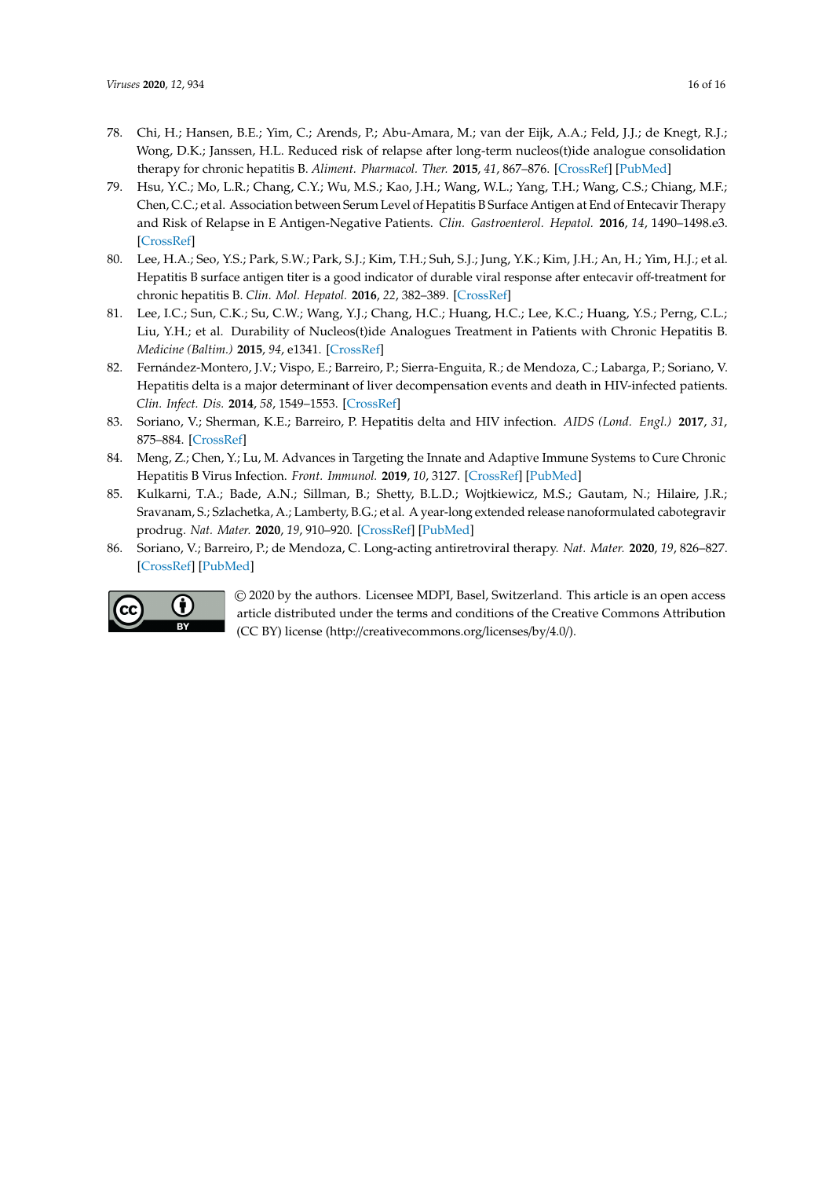78. Chi, H.; Hansen, B.E.; Yim, C.; Arends, P.; Abu-Amara, M.; van der Eijk, A.A.; Feld, J.J.; de Knegt, R.J.; Wong, D.K.; Janssen, H.L. Reduced risk of relapse after long-term nucleos(t)ide analogue consolidation therapy for chronic hepatitis B. *Aliment. Pharmacol. Ther.* **2015**, *41*, 867–876. [CrossRef] [PubMed]
79. Hsu, Y.C.; Mo, L.R.; Chang, C.Y.; Wu, M.S.; Kao, J.H.; Wang, W.L.; Yang, T.H.; Wang, C.S.; Chiang, M.F.; Chen, C.C.; et al. Association between Serum Level of Hepatitis B Surface Antigen at End of Entecavir Therapy and Risk of Relapse in E Antigen-Negative Patients. *Clin. Gastroenterol. Hepatol.* **2016**, *14*, 1490–1498.e3. [CrossRef]
80. Lee, H.A.; Seo, Y.S.; Park, S.W.; Park, S.J.; Kim, T.H.; Suh, S.J.; Jung, Y.K.; Kim, J.H.; An, H.; Yim, H.J.; et al. Hepatitis B surface antigen titer is a good indicator of durable viral response after entecavir off-treatment for chronic hepatitis B. *Clin. Mol. Hepatol.* **2016**, *22*, 382–389. [CrossRef]
81. Lee, I.C.; Sun, C.K.; Su, C.W.; Wang, Y.J.; Chang, H.C.; Huang, H.C.; Lee, K.C.; Huang, Y.S.; Perng, C.L.; Liu, Y.H.; et al. Durability of Nucleos(t)ide Analogues Treatment in Patients with Chronic Hepatitis B. *Medicine (Baltim.)* **2015**, *94*, e1341. [CrossRef]
82. Fernández-Montero, J.V.; Vispo, E.; Barreiro, P.; Sierra-Enguita, R.; de Mendoza, C.; Labarga, P.; Soriano, V. Hepatitis delta is a major determinant of liver decompensation events and death in HIV-infected patients. *Clin. Infect. Dis.* **2014**, *58*, 1549–1553. [CrossRef]
83. Soriano, V.; Sherman, K.E.; Barreiro, P. Hepatitis delta and HIV infection. *AIDS (Lond. Engl.)* **2017**, *31*, 875–884. [CrossRef]
84. Meng, Z.; Chen, Y.; Lu, M. Advances in Targeting the Innate and Adaptive Immune Systems to Cure Chronic Hepatitis B Virus Infection. *Front. Immunol.* **2019**, *10*, 3127. [CrossRef] [PubMed]
85. Kulkarni, T.A.; Bade, A.N.; Sillman, B.; Shetty, B.L.D.; Wojtkiewicz, M.S.; Gautam, N.; Hilaire, J.R.; Sravanam, S.; Szlachetka, A.; Lamberty, B.G.; et al. A year-long extended release nanoformulated cabotegravir prodrug. *Nat. Mater.* **2020**, *19*, 910–920. [CrossRef] [PubMed]
86. Soriano, V.; Barreiro, P.; de Mendoza, C. Long-acting antiretroviral therapy. *Nat. Mater.* **2020**, *19*, 826–827. [CrossRef] [PubMed]

© 2020 by the authors. Licensee MDPI, Basel, Switzerland. This article is an open access article distributed under the terms and conditions of the Creative Commons Attribution (CC BY) license (http://creativecommons.org/licenses/by/4.0/).